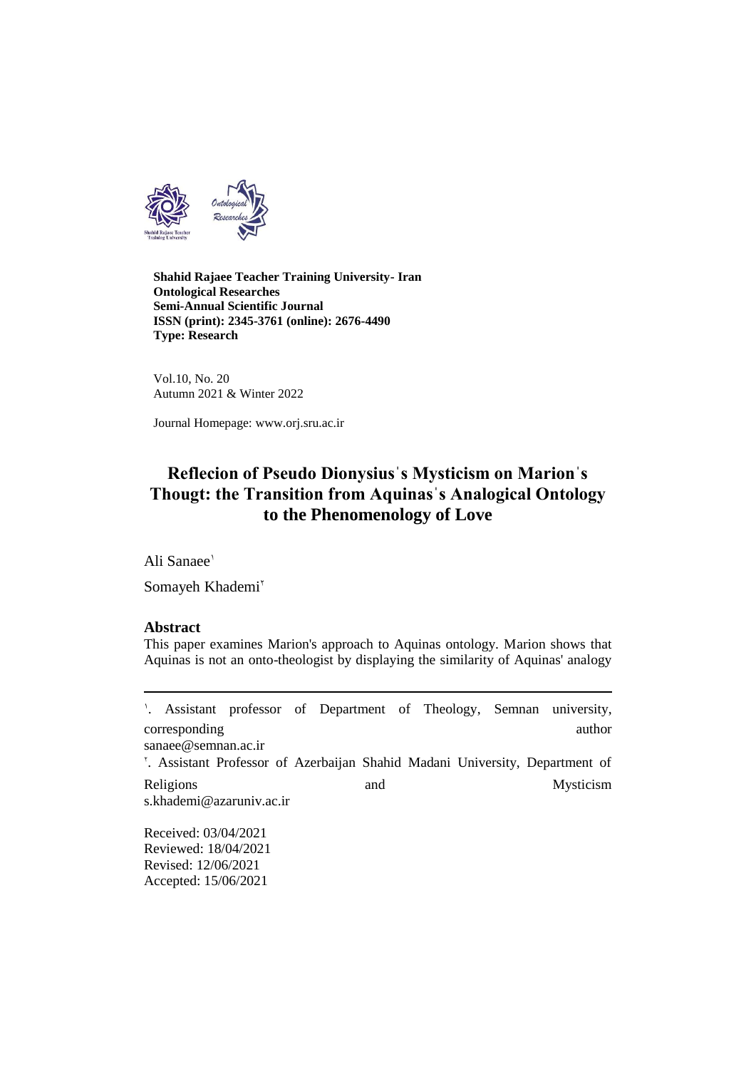**Shahid Rajaee Teacher Training University- Iran**
**Ontological Researches**
**Semi-Annual Scientific Journal**
**ISSN (print): 2345-3761 (online): 2676-4490**
**Type: Research**

Vol.10, No. 20
Autumn 2021 & Winter 2022

Journal Homepage: www.orj.sru.ac.ir

# Reflecion of Pseudo Dionysius's Mysticism on Marion's Thougt: the Transition from Aquinas's Analogical Ontology to the Phenomenology of Love

Ali Sanaee[1]

Somayeh Khademi[2]

## Abstract

This paper examines Marion's approach to Aquinas ontology. Marion shows that Aquinas is not an onto-theologist by displaying the similarity of Aquinas' analogy

---

[1]. Assistant professor of Department of Theology, Semnan university, corresponding author
sanaee@semnan.ac.ir

[2]. Assistant Professor of Azerbaijan Shahid Madani University, Department of Religions and Mysticism
s.khademi@azaruniv.ac.ir

Received: 03/04/2021
Reviewed: 18/04/2021
Revised: 12/06/2021
Accepted: 15/06/2021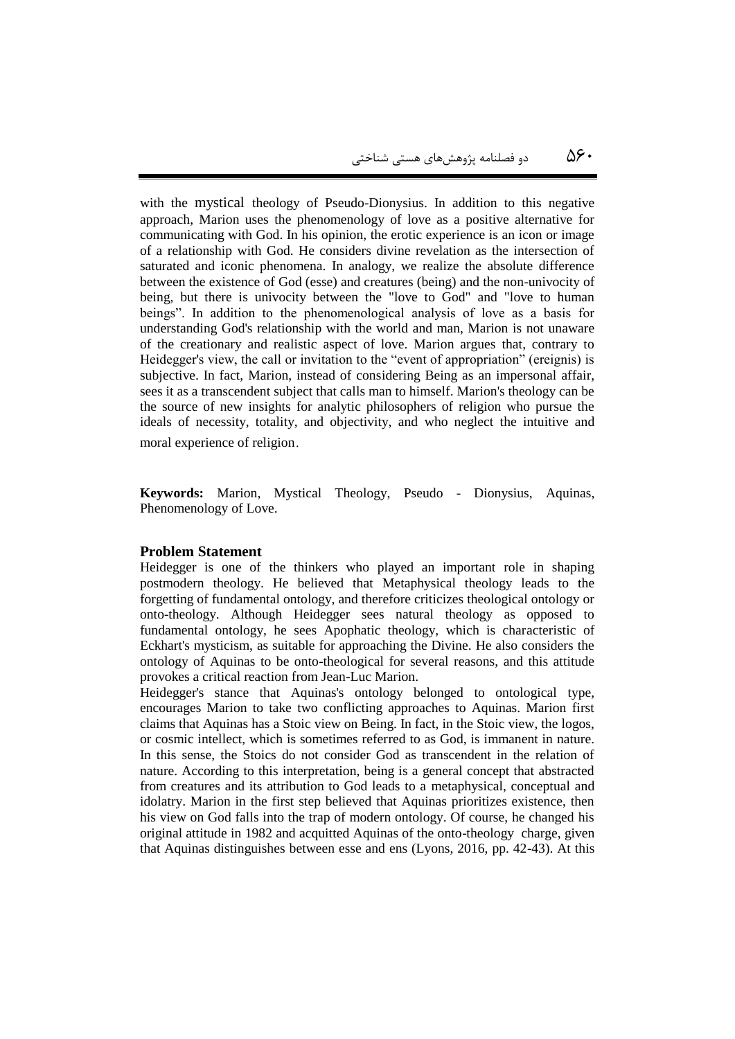with the mystical theology of Pseudo-Dionysius. In addition to this negative approach, Marion uses the phenomenology of love as a positive alternative for communicating with God. In his opinion, the erotic experience is an icon or image of a relationship with God. He considers divine revelation as the intersection of saturated and iconic phenomena. In analogy, we realize the absolute difference between the existence of God (esse) and creatures (being) and the non-univocity of being, but there is univocity between the "love to God" and "love to human beings". In addition to the phenomenological analysis of love as a basis for understanding God's relationship with the world and man, Marion is not unaware of the creationary and realistic aspect of love. Marion argues that, contrary to Heidegger's view, the call or invitation to the "event of appropriation" (ereignis) is subjective. In fact, Marion, instead of considering Being as an impersonal affair, sees it as a transcendent subject that calls man to himself. Marion's theology can be the source of new insights for analytic philosophers of religion who pursue the ideals of necessity, totality, and objectivity, and who neglect the intuitive and moral experience of religion.

**Keywords:** Marion, Mystical Theology, Pseudo - Dionysius, Aquinas, Phenomenology of Love.

## Problem Statement

Heidegger is one of the thinkers who played an important role in shaping postmodern theology. He believed that Metaphysical theology leads to the forgetting of fundamental ontology, and therefore criticizes theological ontology or onto-theology. Although Heidegger sees natural theology as opposed to fundamental ontology, he sees Apophatic theology, which is characteristic of Eckhart's mysticism, as suitable for approaching the Divine. He also considers the ontology of Aquinas to be onto-theological for several reasons, and this attitude provokes a critical reaction from Jean-Luc Marion.

Heidegger's stance that Aquinas's ontology belonged to ontological type, encourages Marion to take two conflicting approaches to Aquinas. Marion first claims that Aquinas has a Stoic view on Being. In fact, in the Stoic view, the logos, or cosmic intellect, which is sometimes referred to as God, is immanent in nature. In this sense, the Stoics do not consider God as transcendent in the relation of nature. According to this interpretation, being is a general concept that abstracted from creatures and its attribution to God leads to a metaphysical, conceptual and idolatry. Marion in the first step believed that Aquinas prioritizes existence, then his view on God falls into the trap of modern ontology. Of course, he changed his original attitude in 1982 and acquitted Aquinas of the onto-theology charge, given that Aquinas distinguishes between esse and ens (Lyons, 2016, pp. 42-43). At this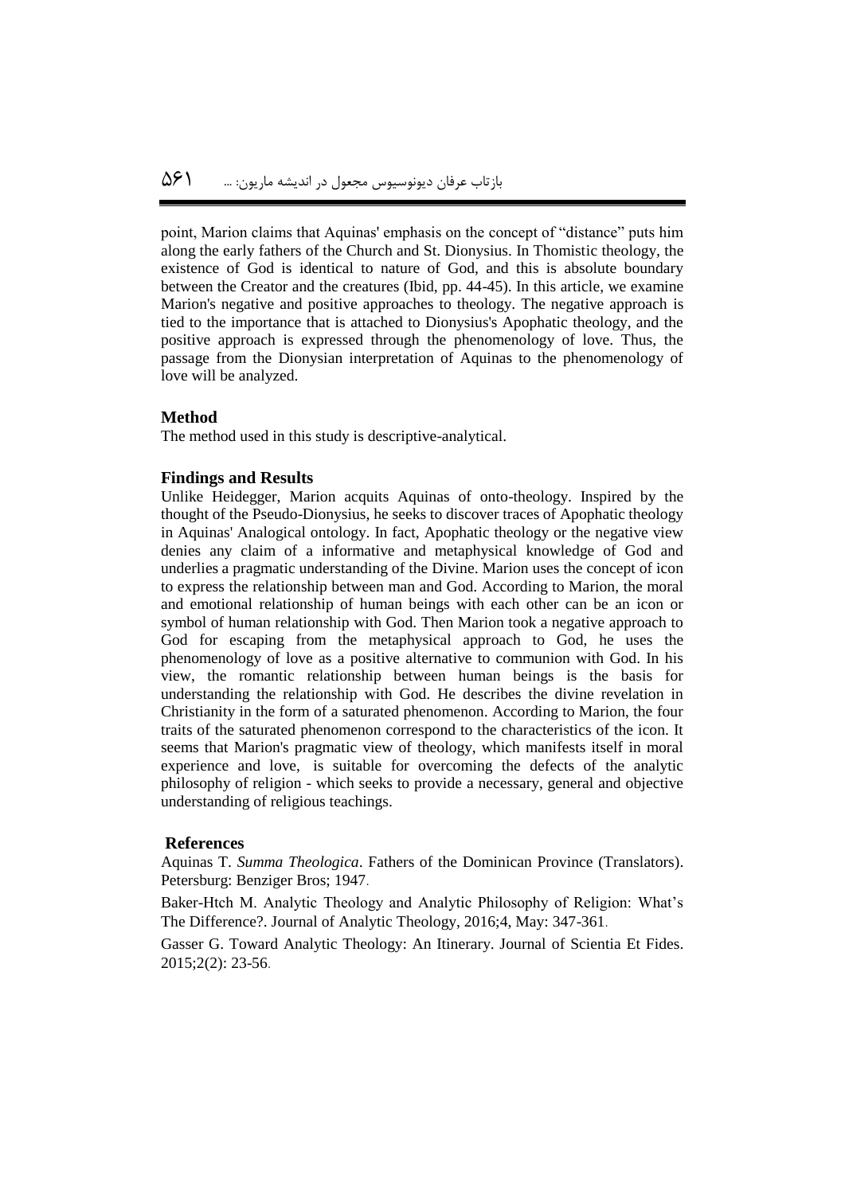point, Marion claims that Aquinas' emphasis on the concept of "distance" puts him along the early fathers of the Church and St. Dionysius. In Thomistic theology, the existence of God is identical to nature of God, and this is absolute boundary between the Creator and the creatures (Ibid, pp. 44-45). In this article, we examine Marion's negative and positive approaches to theology. The negative approach is tied to the importance that is attached to Dionysius's Apophatic theology, and the positive approach is expressed through the phenomenology of love. Thus, the passage from the Dionysian interpretation of Aquinas to the phenomenology of love will be analyzed.

### Method

The method used in this study is descriptive-analytical.

### Findings and Results

Unlike Heidegger, Marion acquits Aquinas of onto-theology. Inspired by the thought of the Pseudo-Dionysius, he seeks to discover traces of Apophatic theology in Aquinas' Analogical ontology. In fact, Apophatic theology or the negative view denies any claim of a informative and metaphysical knowledge of God and underlies a pragmatic understanding of the Divine. Marion uses the concept of icon to express the relationship between man and God. According to Marion, the moral and emotional relationship of human beings with each other can be an icon or symbol of human relationship with God. Then Marion took a negative approach to God for escaping from the metaphysical approach to God, he uses the phenomenology of love as a positive alternative to communion with God. In his view, the romantic relationship between human beings is the basis for understanding the relationship with God. He describes the divine revelation in Christianity in the form of a saturated phenomenon. According to Marion, the four traits of the saturated phenomenon correspond to the characteristics of the icon. It seems that Marion's pragmatic view of theology, which manifests itself in moral experience and love, is suitable for overcoming the defects of the analytic philosophy of religion - which seeks to provide a necessary, general and objective understanding of religious teachings.

### References

Aquinas T. *Summa Theologica*. Fathers of the Dominican Province (Translators). Petersburg: Benziger Bros; 1947.

Baker-Htch M. Analytic Theology and Analytic Philosophy of Religion: What's The Difference?. Journal of Analytic Theology, 2016;4, May: 347-361.

Gasser G. Toward Analytic Theology: An Itinerary. Journal of Scientia Et Fides. 2015;2(2): 23-56.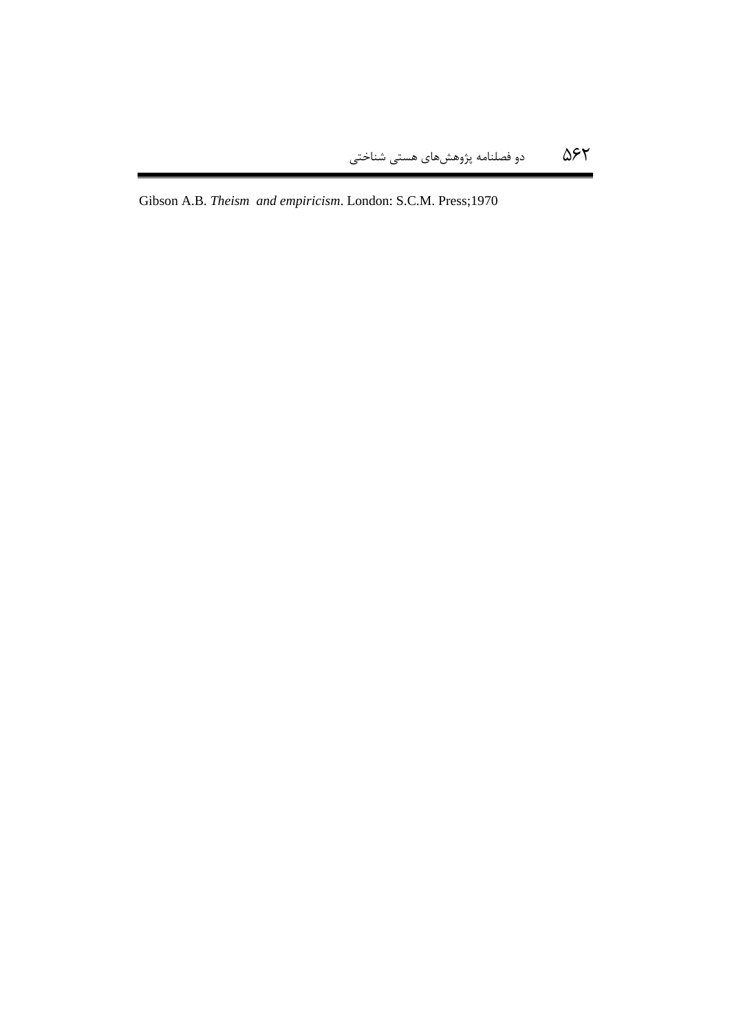Gibson A.B. *Theism and empiricism*. London: S.C.M. Press;1970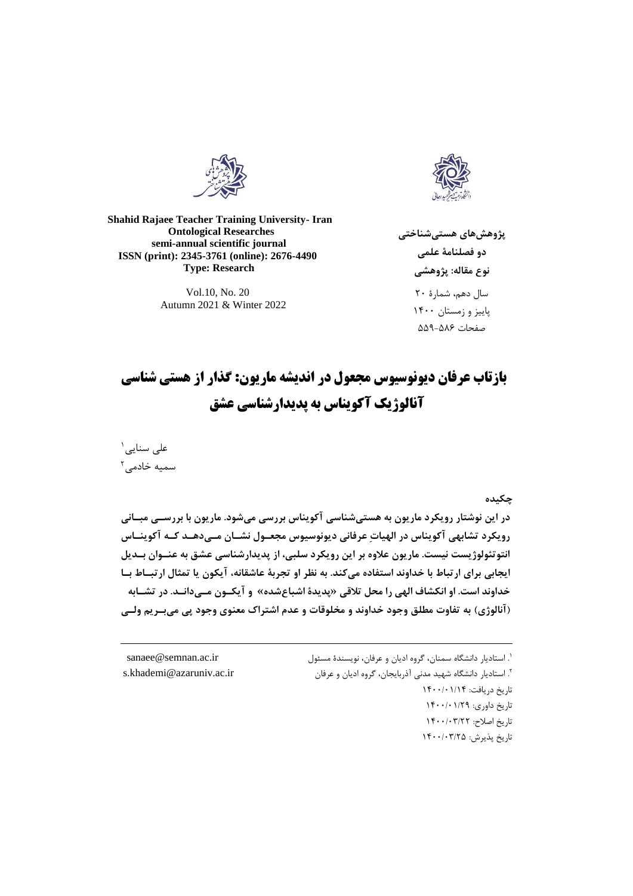**Shahid Rajaee Teacher Training University- Iran**
**Ontological Researches**
**semi-annual scientific journal**
**ISSN (print): 2345-3761 (online): 2676-4490**
**Type: Research**

Vol.10, No. 20
Autumn 2021 & Winter 2022

**پژوهش‌های هستی‌شناختی**
**دو فصلنامهٔ علمی**
**نوع مقاله: پژوهشی**

سال دهم، شمارهٔ ۲۰
پاییز و زمستان ۱۴۰۰
صفحات ۵۸۶-۵۵۹

# بازتاب عرفان دیونوسیوس مجعول در اندیشه ماریون: گذار از هستی شناسی آنالوژیک آکویناس به پدیدارشناسی عشق

علی سنایی[1]
سمیه خادمی[2]

## چکیده

**در این نوشتار رویکرد ماریون به هستی‌شناسی آکویناس بررسی می‌شود. ماریون با بررسی مبانی رویکرد تشابهی آکویناس در الهیاتِ عرفانی دیونوسیوس مجعول نشان می‌دهد که آکویناس انتوتئولوژیست نیست. ماریون علاوه بر این رویکرد سلبی، از پدیدارشناسی عشق به عنوان بدیل ایجابی برای ارتباط با خداوند استفاده می‌کند. به نظر او تجربهٔ عاشقانه، آیکون یا تمثال ارتباط با خداوند است. او انکشاف الهی را محل تلاقی «پدیدهٔ اشباع‌شده» و آیکون می‌داند. در تشابه (آنالوژی) به تفاوت مطلق وجود خداوند و مخلوقات و عدم اشتراک معنوی وجود پی می‌بریم ولی**

---

[1]. استادیار دانشگاه سمنان، گروه ادیان و عرفان، نویسندهٔ مسئول — sanaee@semnan.ac.ir

[2]. استادیار دانشگاه شهید مدنی آذربایجان، گروه ادیان و عرفان — s.khademi@azaruniv.ac.ir

تاریخ دریافت: ۱۴۰۰/۰۱/۱۴
تاریخ داوری: ۱۴۰۰/۰۱/۲۹
تاریخ اصلاح: ۱۴۰۰/۰۳/۲۲
تاریخ پذیرش: ۱۴۰۰/۰۳/۲۵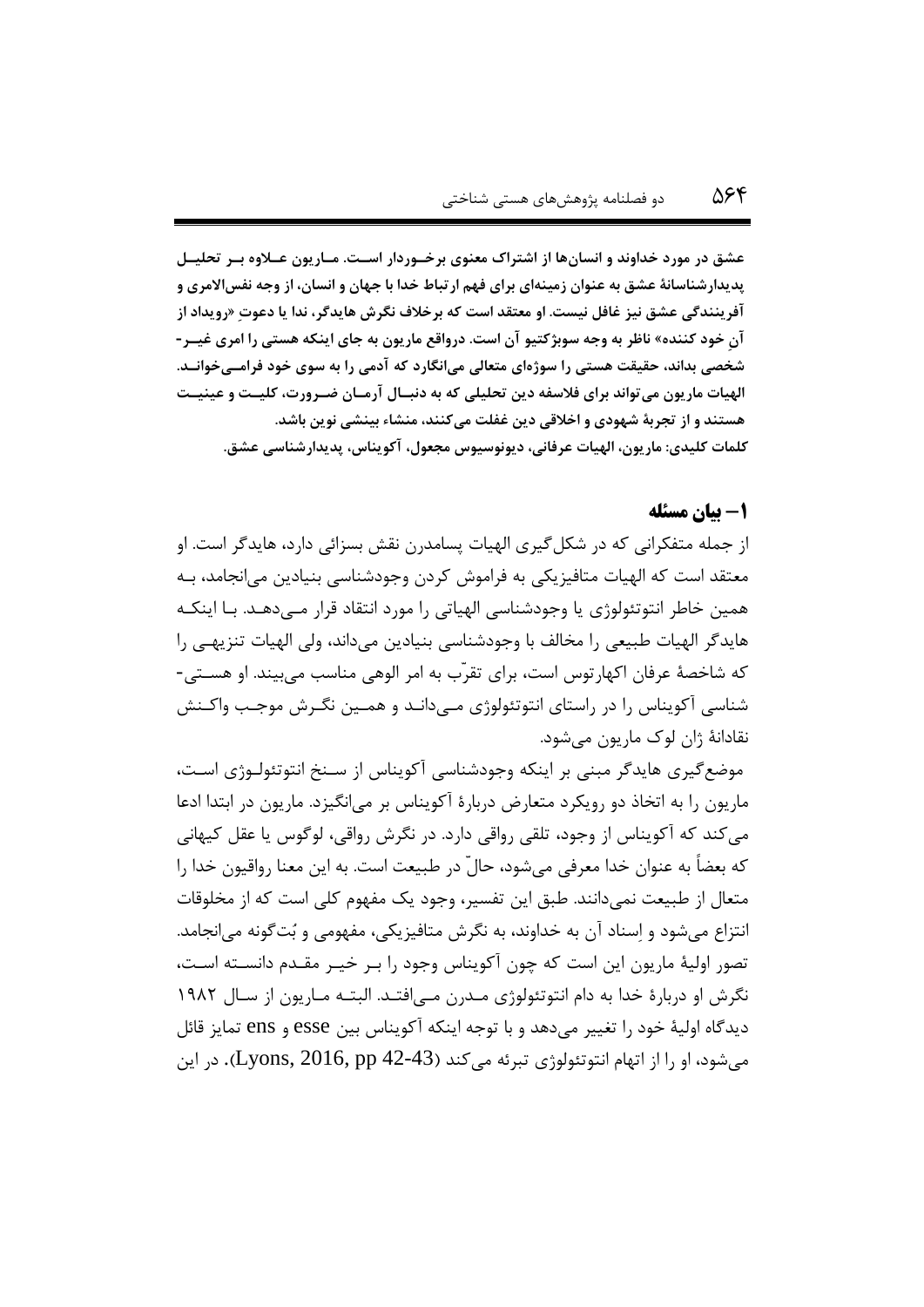**عشق در مورد خداوند و انسان‌ها از اشتراک معنوی برخوردار است. ماریون علاوه بر تحلیل پدیدارشناسانهٔ عشق به عنوان زمینه‌ای برای فهم ارتباط خدا با جهان و انسان، از وجه نفس‌الامری و آفرینندگی عشق نیز غافل نیست. او معتقد است که برخلاف نگرش هایدگر، ندا یا دعوتِ «رویداد از آنِ خود کننده» ناظر به وجه سوبژکتیو آن است. درواقع ماریون به جای اینکه هستی را امری غیر-شخصی بداند، حقیقت هستی را سوژه‌ای متعالی می‌انگارد که آدمی را به سوی خود فرامی‌خواند. الهیات ماریون می‌تواند برای فلاسفه دین تحلیلی که به دنبال آرمان ضرورت، کلیت و عینیت هستند و از تجربهٔ شهودی و اخلاقی دین غفلت می‌کنند، منشاء بینشی نوین باشد.**

**کلمات کلیدی: ماریون، الهیات عرفانی، دیونوسیوس مجعول، آکویناس، پدیدارشناسی عشق.**

## ۱– بیان مسئله

از جمله متفکرانی که در شکل‌گیری الهیات پسامدرن نقش بسزائی دارد، هایدگر است. او معتقد است که الهیات متافیزیکی به فراموش کردن وجودشناسی بنیادین می‌انجامد، به همین خاطر انتوتئولوژی یا وجودشناسی الهیاتی را مورد انتقاد قرار می‌دهد. با اینکه هایدگر الهیات طبیعی را مخالف با وجودشناسی بنیادین می‌داند، ولی الهیات تنزیهی را که شاخصهٔ عرفان اکهارتوس است، برای تقرّب به امر الوهی مناسب می‌بیند. او هستی-شناسی آکویناس را در راستای انتوتئولوژی می‌داند و همین نگرش موجب واکنش نقادانهٔ ژان لوک ماریون می‌شود.

موضع‌گیری هایدگر مبنی بر اینکه وجودشناسی آکویناس از سنخ انتوتئولوژی است، ماریون را به اتخاذ دو رویکرد متعارض دربارهٔ آکویناس بر می‌انگیزد. ماریون در ابتدا ادعا می‌کند که آکویناس از وجود، تلقی رواقی دارد. در نگرش رواقی، لوگوس یا عقل کیهانی که بعضاً به عنوان خدا معرفی می‌شود، حالّ در طبیعت است. به این معنا رواقیون خدا را متعال از طبیعت نمی‌دانند. طبق این تفسیر، وجود یک مفهوم کلی است که از مخلوقات انتزاع می‌شود و اِسناد آن به خداوند، به نگرش متافیزیکی، مفهومی و بُت‌گونه می‌انجامد. تصور اولیهٔ ماریون این است که چون آکویناس وجود را بر خیر مقدم دانسته است، نگرش او دربارهٔ خدا به دام انتوتئولوژی مدرن می‌افتد. البته ماریون از سال ۱۹۸۲ دیدگاه اولیهٔ خود را تغییر می‌دهد و با توجه اینکه آکویناس بین esse و ens تمایز قائل می‌شود، او را از اتهام انتوتئولوژی تبرئه می‌کند (Lyons, 2016, pp 42-43). در این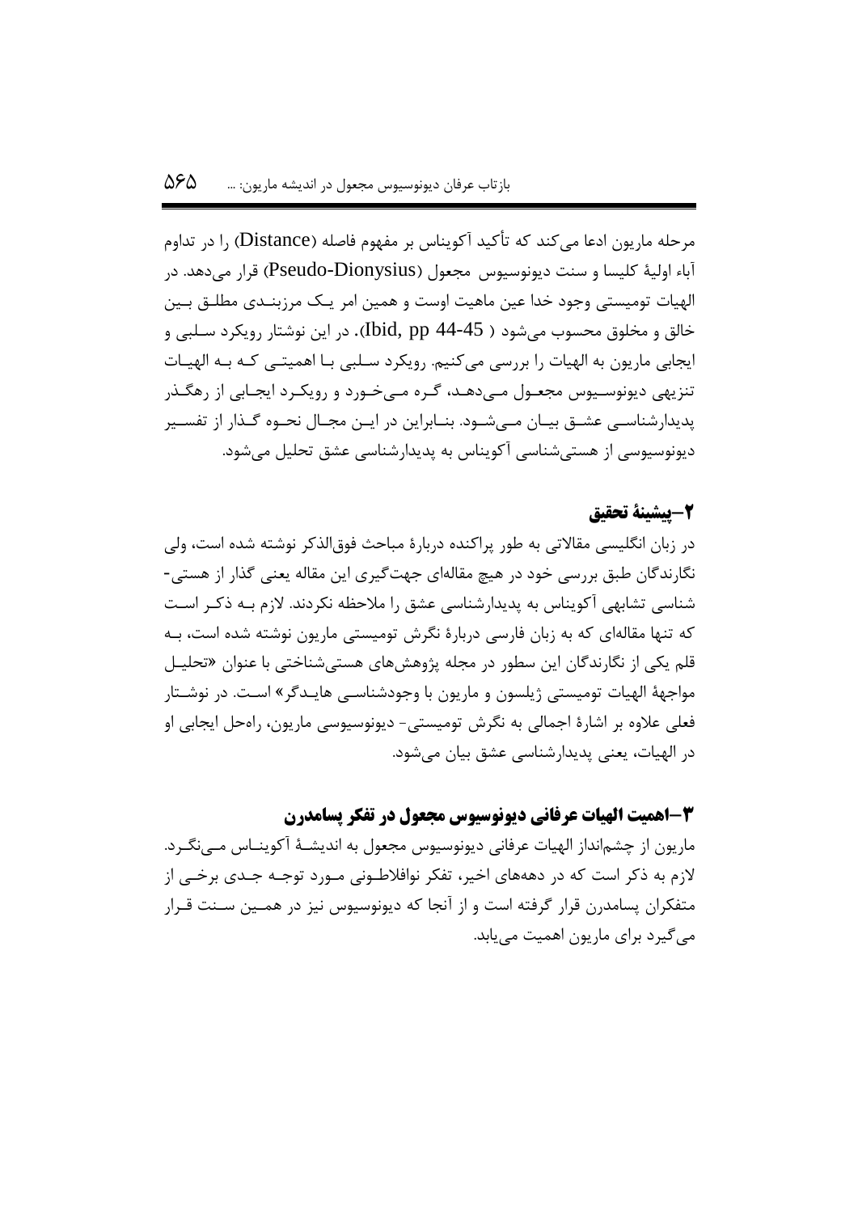مرحله ماریون ادعا می‌کند که تأکید آکویناس بر مفهوم فاصله (Distance) را در تداوم آباء اولیهٔ کلیسا و سنت دیونوسیوس مجعول (Pseudo-Dionysius) قرار می‌دهد. در الهیات تومیستی وجود خدا عین ماهیت اوست و همین امر یک مرزبندی مطلق بین خالق و مخلوق محسوب می‌شود (Ibid, pp 44-45). در این نوشتار رویکرد سلبی و ایجابی ماریون به الهیات را بررسی می‌کنیم. رویکرد سلبی با اهمیتی که به الهیات تنزیهی دیونوسیوس مجعول می‌دهد، گره می‌خورد و رویکرد ایجابی از رهگذر پدیدارشناسی عشق بیان می‌شود. بنابراین در این مجال نحوه گذار از تفسیر دیونوسیوسی از هستی‌شناسی آکویناس به پدیدارشناسی عشق تحلیل می‌شود.

## ۲–پیشینهٔ تحقیق

در زبان انگلیسی مقالاتی به طور پراکنده دربارهٔ مباحث فوق‌الذکر نوشته شده است، ولی نگارندگان طبق بررسی خود در هیچ مقاله‌ای جهت‌گیری این مقاله یعنی گذار از هستی-شناسی تشابهی آکویناس به پدیدارشناسی عشق را ملاحظه نکردند. لازم به ذکر است که تنها مقاله‌ای که به زبان فارسی دربارهٔ نگرش تومیستی ماریون نوشته شده است، به قلم یکی از نگارندگان این سطور در مجله پژوهش‌های هستی‌شناختی با عنوان «تحلیل مواجههٔ الهیات تومیستی ژیلسون و ماریون با وجودشناسی هایدگر» است. در نوشتار فعلی علاوه بر اشارهٔ اجمالی به نگرش تومیستی- دیونوسیوسی ماریون، راه‌حل ایجابی او در الهیات، یعنی پدیدارشناسی عشق بیان می‌شود.

## ۳–اهمیت الهیات عرفانی دیونوسیوس مجعول در تفکر پسامدرن

ماریون از چشم‌انداز الهیات عرفانی دیونوسیوس مجعول به اندیشهٔ آکویناس می‌نگرد. لازم به ذکر است که در دهه‌های اخیر، تفکر نوافلاطونی مورد توجه جدی برخی از متفکران پسامدرن قرار گرفته است و از آنجا که دیونوسیوس نیز در همین سنت قرار می‌گیرد برای ماریون اهمیت می‌یابد.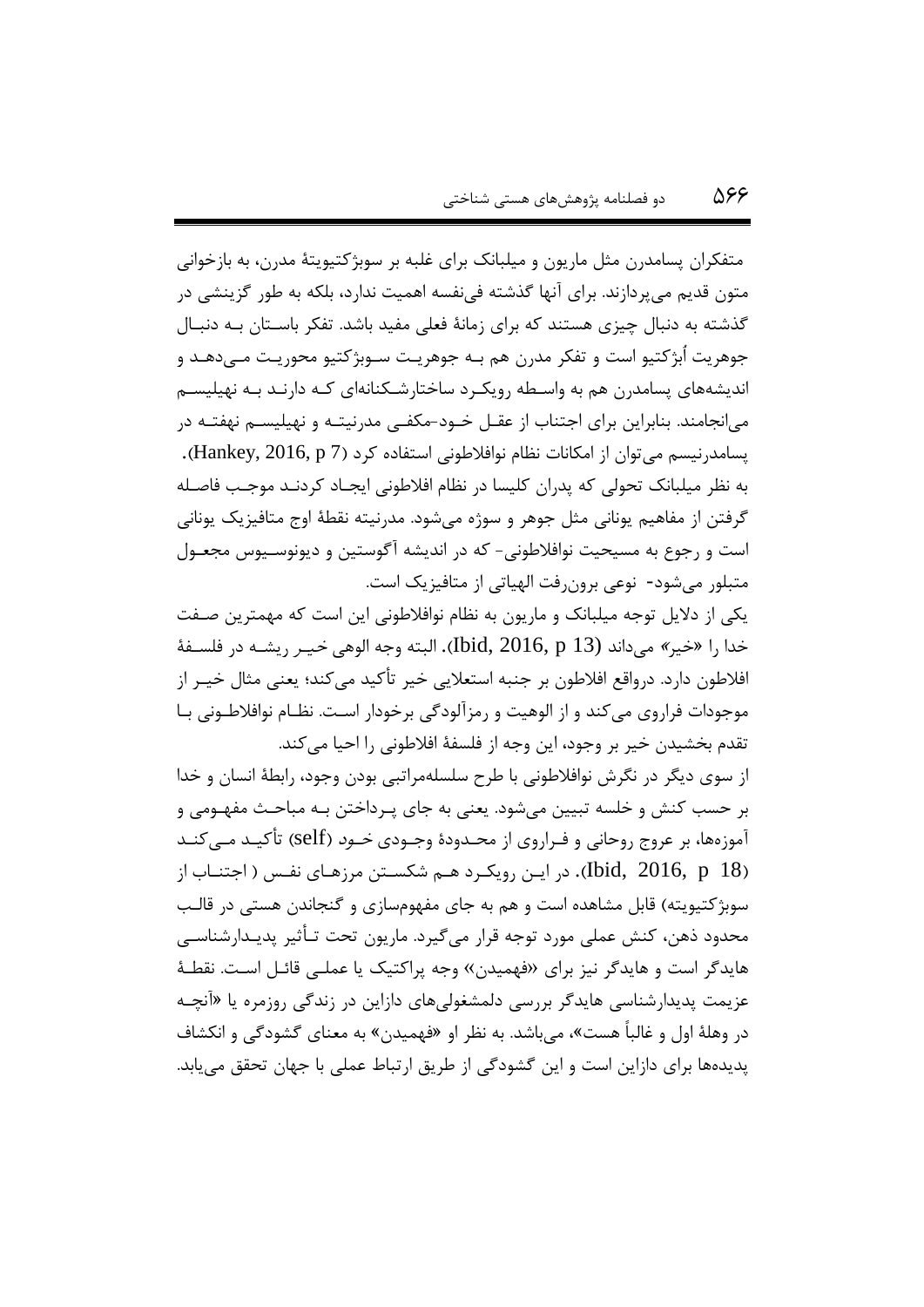متفکران پسامدرن مثل ماریون و میلبانک برای غلبه بر سوبژکتیویتهٔ مدرن، به بازخوانی متون قدیم می‌پردازند. برای آنها گذشته فی‌نفسه اهمیت ندارد، بلکه به طور گزینشی در گذشته به دنبال چیزی هستند که برای زمانهٔ فعلی مفید باشد. تفکر باستان به دنبال جوهریت اُبژکتیو است و تفکر مدرن هم به جوهریت سوبژکتیو محوریت می‌دهد و اندیشه‌های پسامدرن هم به واسطه رویکرد ساختارشکنانه‌ای که دارند به نهیلیسم می‌انجامند. بنابراین برای اجتناب از عقل خود-مکفی مدرنیته و نهیلیسم نهفته در پسامدرنیسم می‌توان از امکانات نظام نوافلاطونی استفاده کرد (Hankey, 2016, p 7).

به نظر میلبانک تحولی که پدران کلیسا در نظام افلاطونی ایجاد کردند موجب فاصله گرفتن از مفاهیم یونانی مثل جوهر و سوژه می‌شود. مدرنیته نقطهٔ اوج متافیزیک یونانی است و رجوع به مسیحیت نوافلاطونی- که در اندیشه آگوستین و دیونوسیوس مجعول متبلور می‌شود- نوعی برون‌رفت الهیاتی از متافیزیک است.

یکی از دلایل توجه میلبانک و ماریون به نظام نوافلاطونی این است که مهمترین صفت خدا را «خیر» می‌داند (Ibid, 2016, p 13). البته وجه الوهی خیر ریشه در فلسفهٔ افلاطون دارد. درواقع افلاطون بر جنبه استعلایی خیر تأکید می‌کند؛ یعنی مثال خیر از موجودات فراروی می‌کند و از الوهیت و رمزآلودگی برخودار است. نظام نوافلاطونی با تقدم بخشیدن خیر بر وجود، این وجه از فلسفهٔ افلاطونی را احیا می‌کند.

از سوی دیگر در نگرش نوافلاطونی با طرح سلسله‌مراتبی بودن وجود، رابطهٔ انسان و خدا بر حسب کنش و خلسه تبیین می‌شود. یعنی به جای پرداختن به مباحث مفهومی و آموزه‌ها، بر عروج روحانی و فراروی از محدودهٔ وجودی خود (self) تأکید می‌کند (Ibid, 2016, p 18). در این رویکرد هم شکستن مرزهای نفس ( اجتناب از سوبژکتیویته) قابل مشاهده است و هم به جای مفهوم‌سازی و گنجاندن هستی در قالب محدود ذهن، کنش عملی مورد توجه قرار می‌گیرد. ماریون تحت تأثیر پدیدارشناسی هایدگر است و هایدگر نیز برای «فهمیدن» وجه پراکتیک یا عملی قائل است. نقطهٔ عزیمت پدیدارشناسی هایدگر بررسی دلمشغولی‌های دازاین در زندگی روزمره یا «آنچه در وهلهٔ اول و غالباً هست»، می‌باشد. به نظر او «فهمیدن» به معنای گشودگی و انکشاف پدیده‌ها برای دازاین است و این گشودگی از طریق ارتباط عملی با جهان تحقق می‌یابد.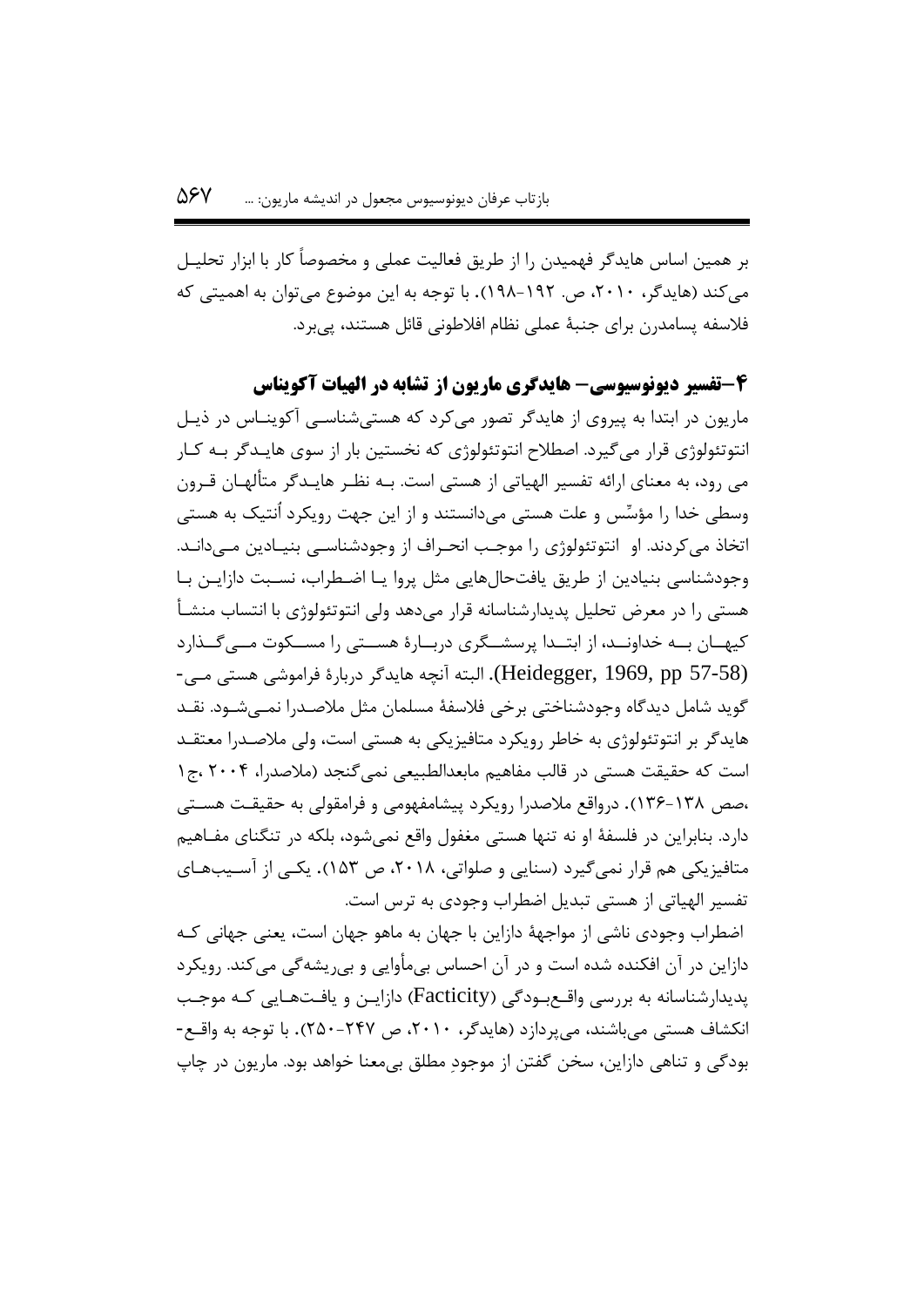بر همین اساس هایدگر فهمیدن را از طریق فعالیت عملی و مخصوصاً کار با ابزار تحلیل می‌کند (هایدگر، ۲۰۱۰، ص. ۱۹۲-۱۹۸). با توجه به این موضوع می‌توان به اهمیتی که فلاسفه پسامدرن برای جنبهٔ عملی نظام افلاطونی قائل هستند، پی‌برد.

## ۴–تفسیر دیونوسیوسی– هایدگری ماریون از تشابه در الهیات آکویناس

ماریون در ابتدا به پیروی از هایدگر تصور می‌کرد که هستی‌شناسی آکویناس در ذیل انتوتئولوژی قرار می‌گیرد. اصطلاح انتوتئولوژی که نخستین بار از سوی هایدگر به کار می رود، به معنای ارائه تفسیر الهیاتی از هستی است. به نظر هایدگر متألهان قرون وسطی خدا را مؤسِّس و علت هستی می‌دانستند و از این جهت رویکرد اُنتیک به هستی اتخاذ می‌کردند. او انتوتئولوژی را موجب انحراف از وجودشناسی بنیادین می‌داند. وجودشناسی بنیادین از طریق یافت‌حال‌هایی مثل پروا یا اضطراب، نسبت دازاین با هستی را در معرض تحلیل پدیدارشناسانه قرار می‌دهد ولی انتوتئولوژی با انتساب منشأ کیهان به خداوند، از ابتدا پرسشگری دربارهٔ هستی را مسکوت می‌گذارد (Heidegger, 1969, pp 57-58). البته آنچه هایدگر دربارهٔ فراموشی هستی می‌گوید شامل دیدگاه وجودشناختی برخی فلاسفهٔ مسلمان مثل ملاصدرا نمی‌شود. نقد هایدگر بر انتوتئولوژی به خاطر رویکرد متافیزیکی به هستی است، ولی ملاصدرا معتقد است که حقیقت هستی در قالب مفاهیم مابعدالطبیعی نمی‌گنجد (ملاصدرا، ۲۰۰۴ ،ج۱ ،صص ۱۳۸-۱۳۶). درواقع ملاصدرا رویکرد پیشامفهومی و فرامقولی به حقیقت هستی دارد. بنابراین در فلسفهٔ او نه تنها هستی مغفول واقع نمی‌شود، بلکه در تنگنای مفاهیم متافیزیکی هم قرار نمی‌گیرد (سنایی و صلواتی، ۲۰۱۸، ص ۱۵۳). یکی از آسیب‌های تفسیر الهیاتی از هستی تبدیل اضطراب وجودی به ترس است.

اضطراب وجودی ناشی از مواجههٔ دازاین با جهان به ماهو جهان است، یعنی جهانی که دازاین در آن افکنده شده است و در آن احساس بی‌مأوایی و بی‌ریشه‌گی می‌کند. رویکرد پدیدارشناسانه به بررسی واقع‌بودگی (Facticity) دازاین و یافت‌هایی که موجب انکشاف هستی می‌باشند، می‌پردازد (هایدگر، ۲۰۱۰، ص ۲۴۷-۲۵۰). با توجه به واقع-بودگی و تناهی دازاین، سخن گفتن از موجودِ مطلق بی‌معنا خواهد بود. ماریون در چاپ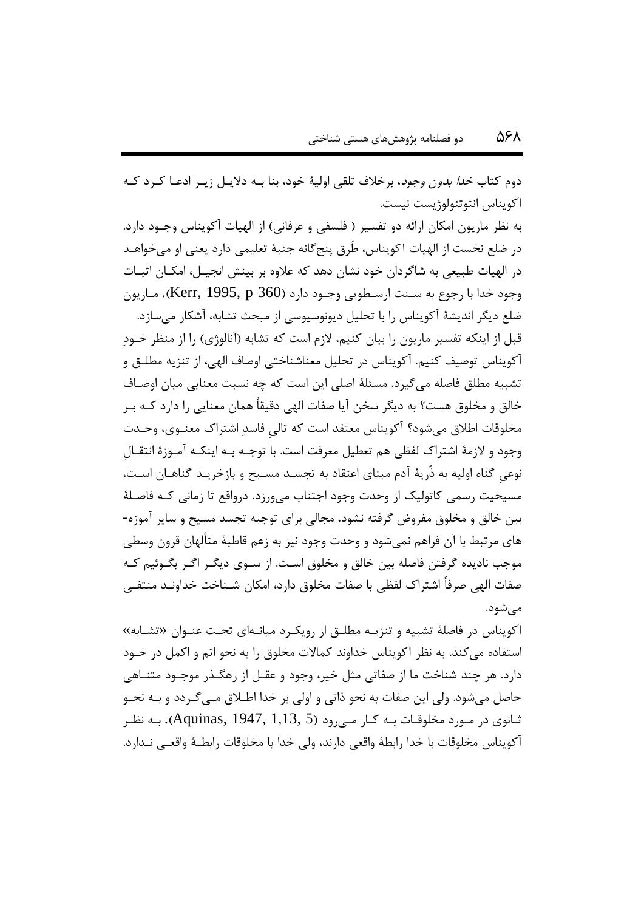دوم کتاب *خدا بدون وجود*، برخلاف تلقی اولیهٔ خود، بنا بـه دلایـل زیـر ادعـا کـرد کـه آکویناس انتوتئولوژیست نیست.

به نظر ماریون امکان ارائه دو تفسیر ( فلسفی و عرفانی) از الهیات آکویناس وجـود دارد. در ضلع نخست از الهیات آکویناس، طُرق پنج‌گانه جنبهٔ تعلیمی دارد یعنی او می‌خواهـد در الهیات طبیعی به شاگردان خود نشان دهد که علاوه بر بینش انجیـل، امکـان اثبـات وجود خدا با رجوع به سـنت ارسـطویی وجـود دارد (Kerr, 1995, p 360). مـاریون ضلع دیگر اندیشهٔ آکویناس را با تحلیل دیونوسیوسی از مبحث تشابه، آشکار می‌سازد.

قبل از اینکه تفسیر ماریون را بیان کنیم، لازم است که تشابه (آنالوژی) را از منظر خـودِ آکویناس توصیف کنیم. آکویناس در تحلیل معناشناختی اوصاف الهی، از تنزیه مطلـق و تشبیه مطلق فاصله می‌گیرد. مسئلهٔ اصلی این است که چه نسبت معنایی میان اوصـاف خالق و مخلوق هست؟ به دیگر سخن آیا صفات الهی دقیقاً همان معنایی را دارد کـه بـر مخلوقات اطلاق می‌شود؟ آکویناس معتقد است که تالیِ فاسدِ اشتراک معنـوی، وحـدت وجود و لازمهٔ اشتراک لفظی هم تعطیل معرفت است. با توجـه بـه اینکـه آمـوزهٔ انتقـالِ نوعیِ گناه اولیه به ذُریهٔ آدم مبنای اعتقاد به تجسـد مسـیح و بازخریـد گناهـان اسـت، مسیحیت رسمی کاتولیک از وحدت وجود اجتناب می‌ورزد. درواقع تا زمانی کـه فاصـلهٔ بین خالق و مخلوق مفروض گرفته نشود، مجالی برای توجیه تجسد مسیح و سایر آموزه-های مرتبط با آن فراهم نمی‌شود و وحدت وجود نیز به زعم قاطبهٔ متألهان قرون وسطی موجب نادیده گرفتن فاصله بین خالق و مخلوق اسـت. از سـوی دیگـر اگـر بگـوئیم کـه صفات الهی صرفاً اشتراک لفظی با صفات مخلوق دارد، امکان شـناخت خداونـد منتفـی می‌شود.

آکویناس در فاصلهٔ تشبیه و تنزیـه مطلـق از رویکـرد میانـه‌ای تحـت عنـوان «تشـابه» استفاده می‌کند. به نظر آکویناس خداوند کمالات مخلوق را به نحو اتم و اکمل در خـود دارد. هر چند شناخت ما از صفاتی مثل خیر، وجود و عقـل از رهگـذر موجـود متنـاهی حاصل می‌شود. ولی این صفات به نحو ذاتی و اولی بر خدا اطـلاق مـی‌گـردد و بـه نحـو ثـانوی در مـورد مخلوقـات بـه کـار مـی‌رود (Aquinas, 1947, 1,13, 5). بـه نظـر آکویناس مخلوقات با خدا رابطهٔ واقعی دارند، ولی خدا با مخلوقات رابطـهٔ واقعـی نـدارد.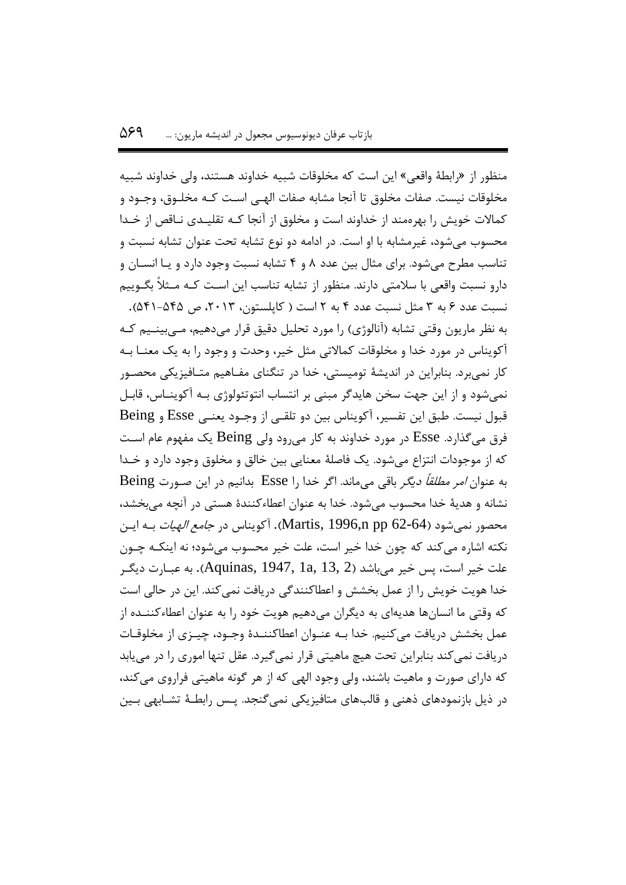منظور از «رابطهٔ واقعی» این است که مخلوقات شبیه خداوند هستند، ولی خداوند شبیه مخلوقات نیست. صفات مخلوق تا آنجا مشابه صفات الهی است کـه مخلـوق، وجـود و کمالات خویش را بهرەمند از خداوند است و مخلوق از آنجا کـه تقلیـدی نـاقص از خـدا محسوب می‌شود، غیرمشابه با او است. در ادامه دو نوع تشابه تحت عنوان تشابه نسبت و تناسب مطرح می‌شود. برای مثال بین عدد ۸ و ۴ تشابه نسبت وجود دارد و یـا انسـان و دارو نسبت واقعی با سلامتی دارند. منظور از تشابه تناسب این اسـت کـه مـثلاً بگـوییم نسبت عدد ۶ به ۳ مثل نسبت عدد ۴ به ۲ است ( کاپلستون، ۲۰۱۳، ص ۵۴۵-۵۴۱).

به نظر ماریون وقتی تشابه (آنالوژی) را مورد تحلیل دقیق قرار می‌دهیم، مـی‌بینـیم کـه آکویناس در مورد خدا و مخلوقات کمالاتی مثل خیر، وحدت و وجود را به یک معنـا بـه کار نمی‌برد. بنابراین در اندیشهٔ تومیستی، خدا در تنگنای مفـاهیم متـافیزیکی محصـور نمی‌شود و از این جهت سخن هایدگر مبنی بر انتساب انتوتئولوژی بـه آکوینـاس، قابـل قبول نیست. طبق این تفسیر، آکویناس بین دو تلقـی از وجـود یعنـی Esse و Being فرق می‌گذارد. Esse در مورد خداوند به کار می‌رود ولی Being یک مفهوم عام اسـت که از موجودات انتزاع می‌شود. یک فاصلهٔ معنایی بین خالق و مخلوق وجود دارد و خـدا به عنوان *امر مطلقاً دیگر* باقی می‌ماند. اگر خدا را Esse بدانیم در این صـورت Being نشانه و هدیهٔ خدا محسوب می‌شود. خدا به عنوان اعطاءکنندهٔ هستی در آنچه می‌بخشد، محصور نمی‌شود (Martis, 1996,n pp 62-64). آکویناس در *جامع الهیات* بـه ایـن نکته اشاره می‌کند که چون خدا خیر است، علت خیر محسوب می‌شود؛ نه اینکـه چـون علت خیر است، پس خیر می‌باشد (Aquinas, 1947, 1a, 13, 2). به عبـارت دیگـر خدا هویت خویش را از عمل بخشش و اعطاکنندگی دریافت نمی‌کند. این در حالی است که وقتی ما انسان‌ها هدیه‌ای به دیگران می‌دهیم هویت خود را به عنوان اعطاءکننـده از عمل بخشش دریافت می‌کنیم. خدا بـه عنـوان اعطاکننـدهٔ وجـود، چیـزی از مخلوقـات دریافت نمی‌کند بنابراین تحت هیچ ماهیتی قرار نمی‌گیرد. عقل تنها اموری را در می‌یابد که دارای صورت و ماهیت باشند، ولی وجود الهی که از هر گونه ماهیتی فراروی می‌کند، در ذیل بازنمودهای ذهنی و قالب‌های متافیزیکی نمی‌گنجد. پـس رابطـهٔ تشـابهی بـین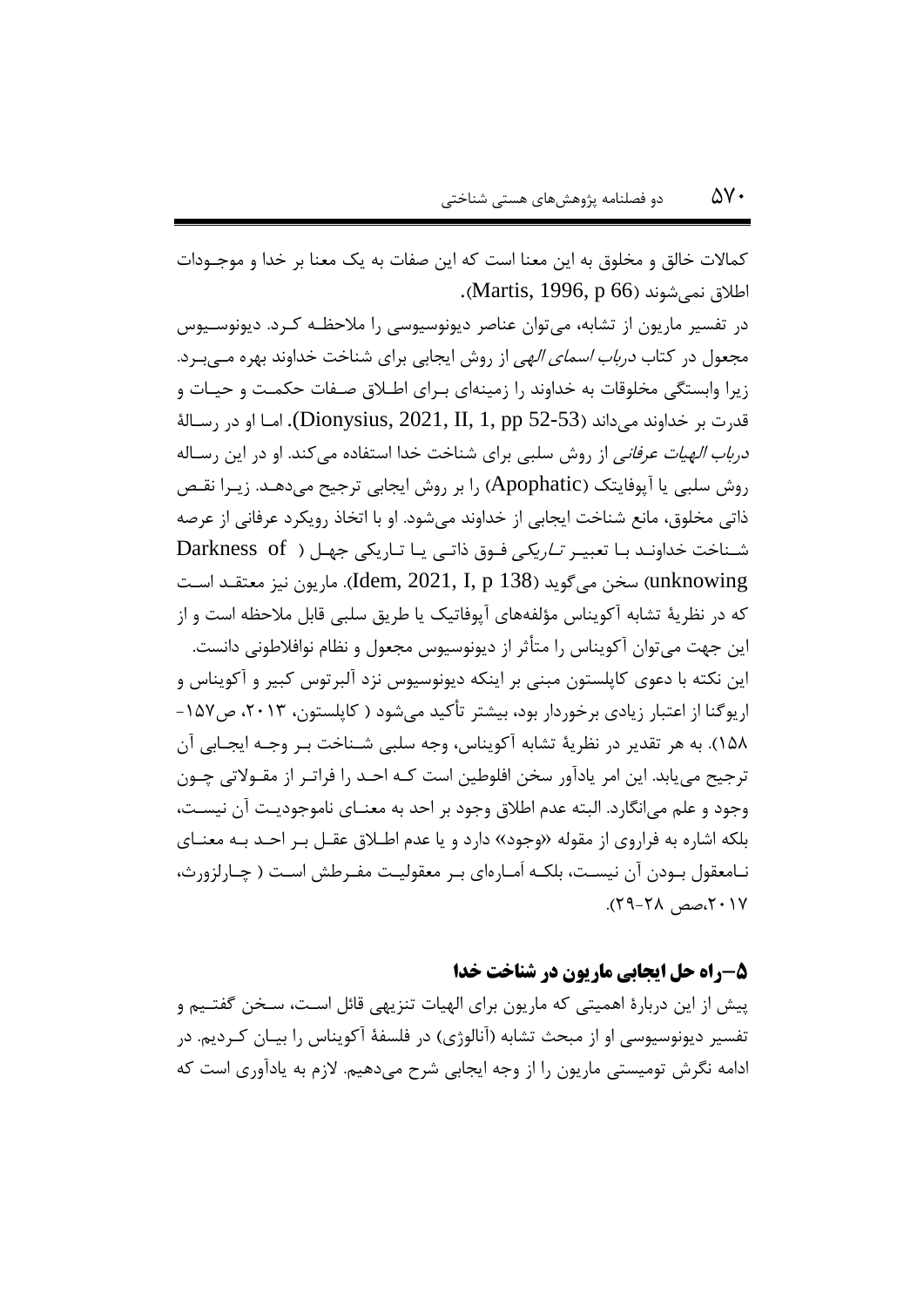کمالات خالق و مخلوق به این معنا است که این صفات به یک معنا بر خدا و موجـودات اطلاق نمی‌شوند (Martis, 1996, p 66).

در تفسیر ماریون از تشابه، می‌توان عناصر دیونوسیوسی را ملاحظـه کـرد. دیونوسـیوس مجعول در کتاب *درباب اسمای الهی* از روش ایجابی برای شناخت خداوند بهره مـی‌بـرد. زیرا وابستگی مخلوقات به خداوند را زمینه‌ای بـرای اطـلاق صـفات حکمـت و حیـات و قدرت بر خداوند می‌داند (Dionysius, 2021, II, 1, pp 52-53). امـا او در رسـالۀ *درباب الهیات عرفانی* از روش سلبی برای شناخت خدا استفاده می‌کند. او در این رسـاله روش سلبی یا آپوفاتیک (Apophatic) را بر روش ایجابی ترجیح می‌دهـد. زیـرا نقـص ذاتی مخلوق، مانع شناخت ایجابی از خداوند می‌شود. او با اتخاذ رویکرد عرفانی از عرصه شـناخت خداونـد بـا تعبیـر *تـاریکی* فـوق ذاتـی یـا تـاریکی جهـل ( Darkness of unknowing) سخن می‌گوید (Idem, 2021, I, p 138). ماریون نیز معتقـد اسـت که در نظریۀ تشابه آکویناس مؤلفه‌های آپوفاتیک یا طریق سلبی قابل ملاحظه است و از این جهت می‌توان آکویناس را متأثر از دیونوسیوس مجعول و نظام نوافلاطونی دانست. این نکته با دعوی کاپلستون مبنی بر اینکه دیونوسیوس نزد آلبرتوس کبیر و آکویناس و اریوگنا از اعتبار زیادی برخوردار بود، بیشتر تأکید می‌شود ( کاپلستون، ۲۰۱۳، ص۱۵۷-۱۵۸). به هر تقدیر در نظریۀ تشابه آکویناس، وجه سلبی شـناخت بـر وجـه ایجـابی آن ترجیح می‌یابد. این امر یادآور سخن افلوطین است کـه احـد را فراتـر از مقـولاتی چـون وجود و علم می‌انگارد. البته عدم اطلاق وجود بر احد به معنـای ناموجودیـت آن نیسـت، بلکه اشاره به فراروی از مقوله «وجود» دارد و یا عدم اطـلاق عقـل بـر احـد بـه معنـای نـامعقول بـودن آن نیسـت، بلکـه اَمـاره‌ای بـر معقولیـت مفـرطش اسـت ( چـارلزورث، ۲۰۱۷،صص ۲۸-۲۹).

## ۵–راه حل ایجابی ماریون در شناخت خدا

پیش از این دربارۀ اهمیتی که ماریون برای الهیات تنزیهی قائل اسـت، سـخن گفتـیم و تفسیر دیونوسیوسی او از مبحث تشابه (آنالوژی) در فلسفۀ آکویناس را بیـان کـردیم. در ادامه نگرش تومیستی ماریون را از وجه ایجابی شرح می‌دهیم. لازم به یادآوری است که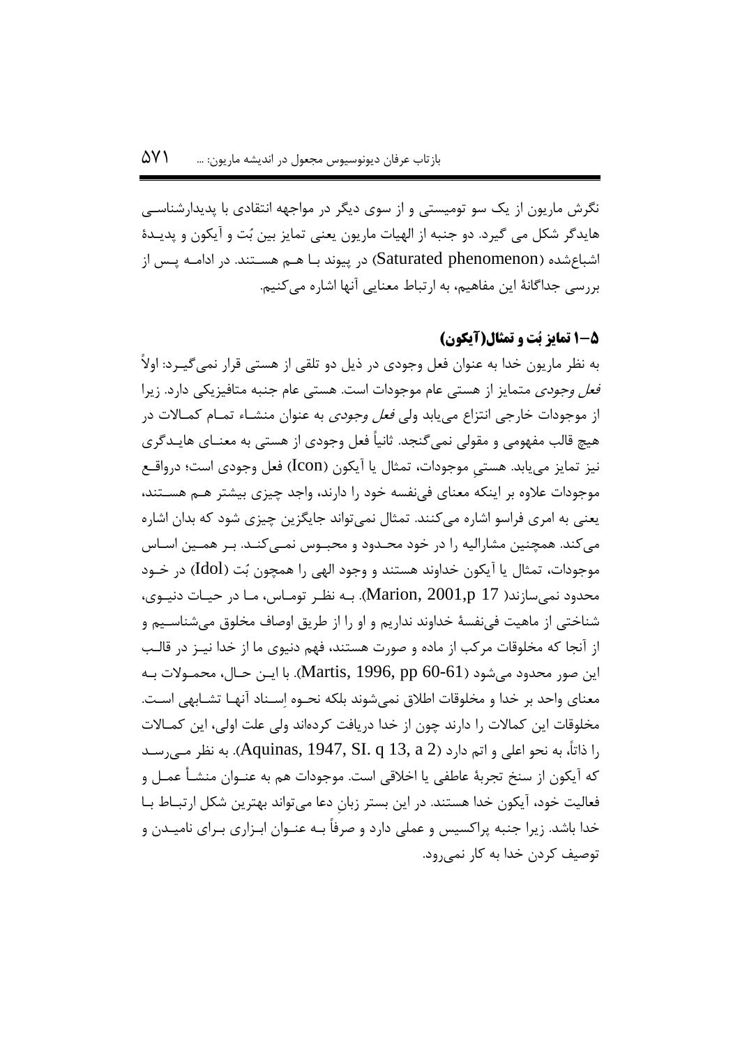نگرش ماریون از یک سو تومیستی و از سوی دیگر در مواجهه انتقادی با پدیدارشناسی هایدگر شکل می گیرد. دو جنبه از الهیات ماریون یعنی تمایز بین بُت و آیکون و پدیدهٔ اشباع‌شده (Saturated phenomenon) در پیوند با هم هستند. در ادامه پس از بررسی جداگانهٔ این مفاهیم، به ارتباط معنایی آنها اشاره می‌کنیم.

### ۵–۱ تمایز بُت و تمثال(آیکون)

به نظر ماریون خدا به عنوان فعل وجودی در ذیل دو تلقی از هستی قرار نمی‌گیرد: اولاً *فعل وجودی* متمایز از هستی عام موجودات است. هستی عام جنبه متافیزیکی دارد. زیرا از موجودات خارجی انتزاع می‌یابد ولی *فعل وجودی* به عنوان منشاء تمام کمالات در هیچ قالب مفهومی و مقولی نمی‌گنجد. ثانیاً فعل وجودی از هستی به معنای هایدگری نیز تمایز می‌یابد. هستیِ موجودات، تمثال یا آیکون (Icon) فعل وجودی است؛ درواقع موجودات علاوه بر اینکه معنای فی‌نفسه خود را دارند، واجد چیزی بیشتر هم هستند، یعنی به امری فراسو اشاره می‌کنند. تمثال نمی‌تواند جایگزین چیزی شود که بدان اشاره می‌کند. همچنین مشارالیه را در خود محدود و محبوس نمی‌کند. بر همین اساس موجودات، تمثال یا آیکون خداوند هستند و وجود الهی را همچون بُت (Idol) در خود محدود نمی‌سازند( Marion, 2001,p 17). به نظر توماس، ما در حیات دنیوی، شناختی از ماهیت فی‌نفسهٔ خداوند نداریم و او را از طریق اوصاف مخلوق می‌شناسیم و از آنجا که مخلوقات مرکب از ماده و صورت هستند، فهم دنیوی ما از خدا نیز در قالب این صور محدود می‌شود (Martis, 1996, pp 60-61). با این حال، محمولات به معنای واحد بر خدا و مخلوقات اطلاق نمی‌شوند بلکه نحوه اِسناد آنها تشابهی است. مخلوقات این کمالات را دارند چون از خدا دریافت کرده‌اند ولی علت اولی، این کمالات را ذاتاً، به نحو اعلی و اتم دارد (Aquinas, 1947, SI. q 13, a 2). به نظر می‌رسد که آیکون از سنخ تجربهٔ عاطفی یا اخلاقی است. موجودات هم به عنوان منشأ عمل و فعالیت خود، آیکون خدا هستند. در این بستر زبانِ دعا می‌تواند بهترین شکل ارتباط با خدا باشد. زیرا جنبه پراکسیس و عملی دارد و صرفاً به عنوان ابزاری برای نامیدن و توصیف کردن خدا به کار نمی‌رود.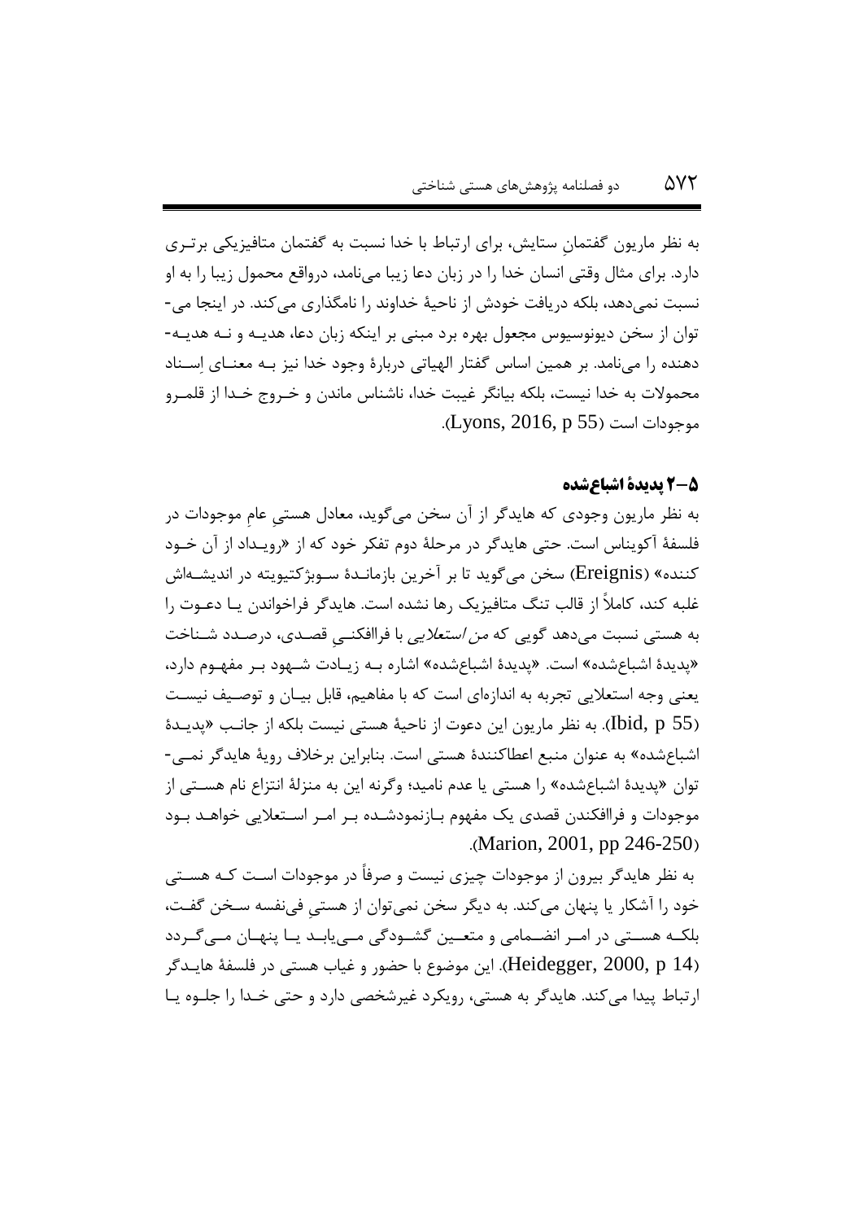به نظر ماریون گفتمانِ ستایش، برای ارتباط با خدا نسبت به گفتمان متافیزیکی برتری دارد. برای مثال وقتی انسان خدا را در زبان دعا زیبا می‌نامد، درواقع محمول زیبا را به او نسبت نمی‌دهد، بلکه دریافت خودش از ناحیهٔ خداوند را نامگذاری می‌کند. در اینجا می‌توان از سخن دیونوسیوس مجعول بهره برد مبنی بر اینکه زبان دعا، هدیه و نه هدیه‌دهنده را می‌نامد. بر همین اساس گفتار الهیاتی دربارهٔ وجود خدا نیز به معنای اِسناد محمولات به خدا نیست، بلکه بیانگر غیبت خدا، ناشناس ماندن و خروج خدا از قلمرو موجودات است (Lyons, 2016, p 55).

### ۵-۲ پدیدهٔ اشباع‌شده

به نظر ماریون وجودی که هایدگر از آن سخن می‌گوید، معادل هستیِ عامِ موجودات در فلسفهٔ آکویناس است. حتی هایدگر در مرحلهٔ دوم تفکر خود که از «رویداد از آن خود کننده» (Ereignis) سخن می‌گوید تا بر آخرین بازماندهٔ سوبژکتیویته در اندیشه‌اش غلبه کند، کاملاً از قالب تنگ متافیزیک رها نشده است. هایدگر فراخواندن یا دعوت را به هستی نسبت می‌دهد گویی که *من استعلایی* با فراافکنیِ قصدی، درصدد شناخت «پدیدهٔ اشباع‌شده» است. «پدیدهٔ اشباع‌شده» اشاره به زیادت شهود بر مفهوم دارد، یعنی وجه استعلایی تجربه به اندازه‌ای است که با مفاهیم، قابل بیان و توصیف نیست (Ibid, p 55). به نظر ماریون این دعوت از ناحیهٔ هستی نیست بلکه از جانب «پدیدهٔ اشباع‌شده» به عنوان منبع اعطاکنندهٔ هستی است. بنابراین برخلاف رویهٔ هایدگر نمی‌توان «پدیدهٔ اشباع‌شده» را هستی یا عدم نامید؛ وگرنه این به منزلهٔ انتزاع نام هستی از موجودات و فراافکندن قصدی یک مفهوم بازنمودشده بر امر استعلایی خواهد بود (Marion, 2001, pp 246-250).

به نظر هایدگر بیرون از موجودات چیزی نیست و صرفاً در موجودات است که هستی خود را آشکار یا پنهان می‌کند. به دیگر سخن نمی‌توان از هستیِ فی‌نفسه سخن گفت، بلکه هستی در امر انضمامی و متعین گشودگی می‌یابد یا پنهان می‌گردد (Heidegger, 2000, p 14). این موضوع با حضور و غیاب هستی در فلسفهٔ هایدگر ارتباط پیدا می‌کند. هایدگر به هستی، رویکرد غیرشخصی دارد و حتی خدا را جلوه یا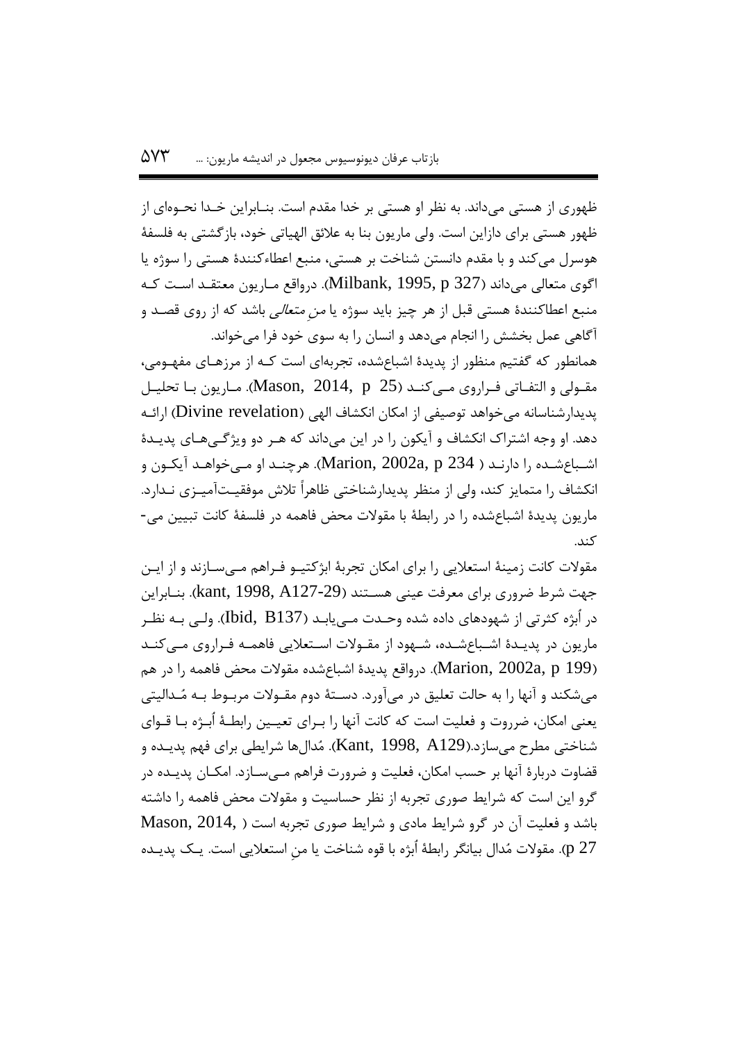ظهوری از هستی می‌داند. به نظر او هستی بر خدا مقدم است. بنـابراین خـدا نحـوه‌ای از ظهور هستی برای دازاین است. ولی ماریون بنا به علائق الهیاتی خود، بازگشتی به فلسفهٔ هوسرل می‌کند و با مقدم دانستن شناخت بر هستی، منبع اعطاءکنندهٔ هستی را سوژه یا اگوی متعالی می‌داند (Milbank, 1995, p 327). درواقع مـاریون معتقـد اسـت کـه منبع اعطاکنندهٔ هستی قبل از هر چیز باید سوژه یا *منِ متعالی* باشد که از روی قصـد و آگاهی عمل بخشش را انجام می‌دهد و انسان را به سوی خود فرا می‌خواند.

همانطور که گفتیم منظور از پدیدهٔ اشباع‌شده، تجربه‌ای است کـه از مرزهـای مفهـومی، مقـولی و التفـاتی فـراروی مـی‌کنـد (Mason, 2014, p 25). مـاریون بـا تحلیـل پدیدارشناسانه می‌خواهد توصیفی از امکان انکشاف الهی (Divine revelation) ارائـه دهد. او وجه اشتراک انکشاف و آیکون را در این می‌داند که هـر دو ویژگـی‌هـای پدیـدهٔ اشـباع‌شـده را دارنـد ( Marion, 2002a, p 234). هرچنـد او مـی‌خواهـد آیکـون و انکشاف را متمایز کند، ولی از منظر پدیدارشناختی ظاهراً تلاش موفقیـت‌آمیـزی نـدارد. ماریون پدیدهٔ اشباع‌شده را در رابطهٔ با مقولات محض فاهمه در فلسفهٔ کانت تبیین می‌کند.

مقولات کانت زمینهٔ استعلایی را برای امکان تجربهٔ ابژکتیـو فـراهم مـی‌سـازند و از ایـن جهت شرط ضروری برای معرفت عینی هسـتند (kant, 1998, A127-29). بنـابراین در اُبژه کثرتی از شهودهای داده شده وحـدت مـی‌یابـد (Ibid, B137). ولـی بـه نظـر ماریون در پدیـدهٔ اشـباع‌شـده، شـهود از مقـولات اسـتعلایی فاهمـه فـراروی مـی‌کنـد (Marion, 2002a, p 199). درواقع پدیدهٔ اشباع‌شده مقولات محض فاهمه را در هم می‌شکند و آنها را به حالت تعلیق در می‌آورد. دسـتهٔ دوم مقـولات مربـوط بـه مُـدالیتی یعنی امکان، ضرروت و فعلیت است که کانت آنها را بـرای تعیـین رابطـهٔ اُبـژه بـا قـوای شناختی مطرح می‌سازد.(Kant, 1998, A129). مُدال‌ها شرایطی برای فهم پدیـده و قضاوت دربارهٔ آنها بر حسب امکان، فعلیت و ضرورت فراهم مـی‌سـازد. امکـان پدیـده در گرو این است که شرایط صوری تجربه از نظر حساسیت و مقولات محض فاهمه را داشته باشد و فعلیت آن در گرو شرایط مادی و شرایط صوری تجربه است ( Mason, 2014, p 27). مقولات مُدال بیانگر رابطهٔ اُبژه با قوه شناخت یا منِ استعلایی است. یـک پدیـده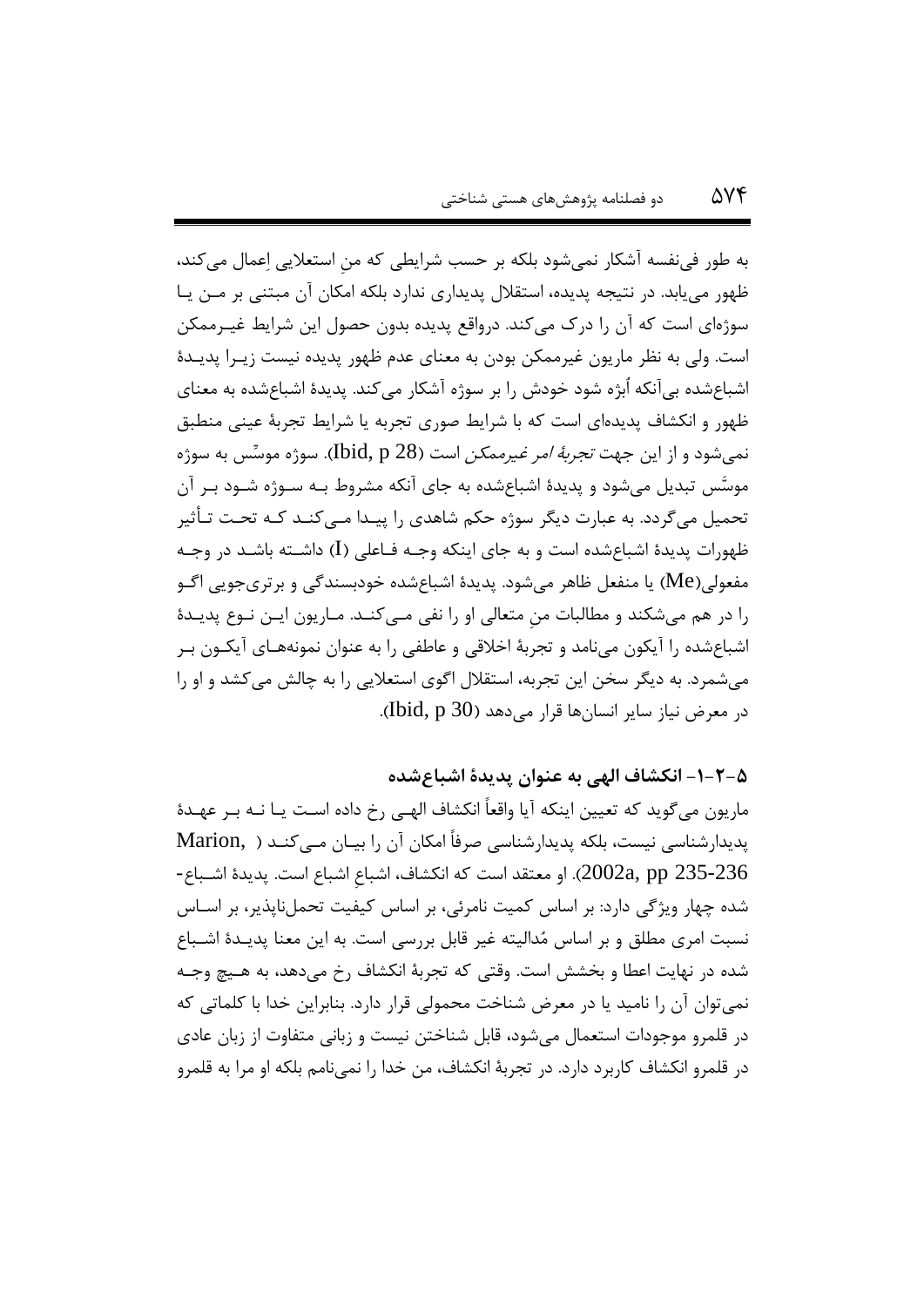به طور فی‌نفسه آشکار نمی‌شود بلکه بر حسب شرایطی که منِ استعلایی اِعمال می‌کند، ظهور می‌یابد. در نتیجه پدیده، استقلال پدیداری ندارد بلکه امکان آن مبتنی بر من یا سوژه‌ای است که آن را درک می‌کند. درواقع پدیده بدون حصول این شرایط غیرممکن است. ولی به نظر ماریون غیرممکن بودن به معنای عدم ظهور پدیده نیست زیرا پدیدهٔ اشباع‌شده بی‌آنکه اُبژه شود خودش را بر سوژه آشکار می‌کند. پدیدهٔ اشباع‌شده به معنای ظهور و انکشاف پدیده‌ای است که با شرایط صوری تجربه یا شرایط تجربهٔ عینی منطبق نمی‌شود و از این جهت *تجربهٔ امر غیرممکن* است (Ibid, p 28). سوژه موسَّس به سوژه موسِّس تبدیل می‌شود و پدیدهٔ اشباع‌شده به جای آنکه مشروط به سوژه شود بر آن تحمیل می‌گردد. به عبارت دیگر سوژه حکم شاهدی را پیدا می‌کند که تحت تأثیر ظهورات پدیدهٔ اشباع‌شده است و به جای اینکه وجه فاعلی (I) داشته باشد در وجه مفعولی(Me) یا منفعل ظاهر می‌شود. پدیدهٔ اشباع‌شده خودبسندگی و برتری‌جویی اگو را در هم می‌شکند و مطالبات منِ متعالی او را نفی می‌کند. ماریون این نوع پدیدهٔ اشباع‌شده را آیکون می‌نامد و تجربهٔ اخلاقی و عاطفی را به عنوان نمونه‌های آیکون بر می‌شمرد. به دیگر سخن این تجربه، استقلال اگوی استعلایی را به چالش می‌کشد و او را در معرض نیاز سایر انسان‌ها قرار می‌دهد (Ibid, p 30).

### ۵-۲-۱- انکشاف الهی به عنوان پدیدهٔ اشباع‌شده

ماریون می‌گوید که تعیین اینکه آیا واقعاً انکشاف الهی رخ داده است یا نه بر عهدهٔ پدیدارشناسی نیست، بلکه پدیدارشناسی صرفاً امکان آن را بیان می‌کند (Marion, 2002a, pp 235-236). او معتقد است که انکشاف، اشباعِ اشباع است. پدیدهٔ اشباع-شده چهار ویژگی دارد: بر اساس کمیت نامرئی، بر اساس کیفیت تحمل‌ناپذیر، بر اساس نسبت امری مطلق و بر اساس مُدالیته غیر قابل بررسی است. به این معنا پدیدهٔ اشباع شده در نهایت اعطا و بخشش است. وقتی که تجربهٔ انکشاف رخ می‌دهد، به هیچ وجه نمی‌توان آن را نامید یا در معرض شناخت محمولی قرار دارد. بنابراین خدا با کلماتی که در قلمرو موجودات استعمال می‌شود، قابل شناختن نیست و زبانی متفاوت از زبان عادی در قلمرو انکشاف کاربرد دارد. در تجربهٔ انکشاف، من خدا را نمی‌نامم بلکه او مرا به قلمرو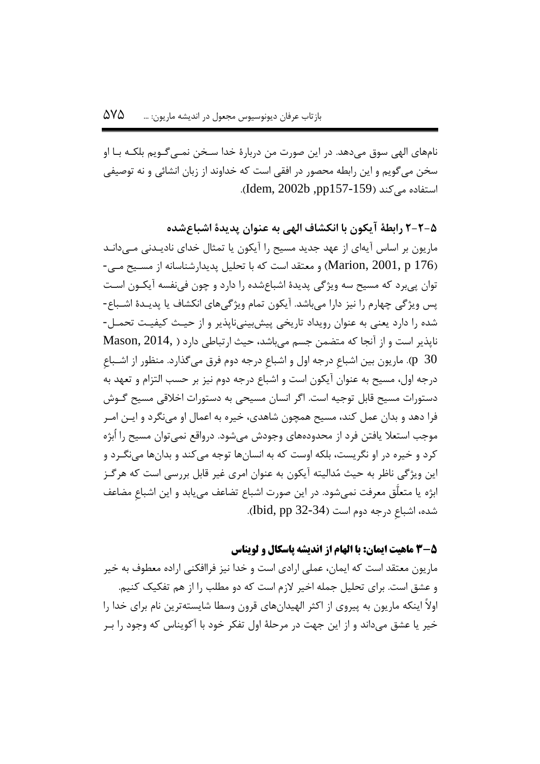نام‌های الهی سوق می‌دهد. در این صورت من دربارهٔ خدا سخن نمی‌گویم بلکه با او سخن می‌گویم و این رابطه محصور در افقی است که خداوند از زبان انشائی و نه توصیفی استفاده می‌کند (Idem, 2002b ,pp157-159).

### ۵-۲-۲ رابطهٔ آیکون با انکشاف الهی به عنوان پدیدهٔ اشباع‌شده

ماریون بر اساس آیه‌ای از عهد جدید مسیح را آیکون یا تمثال خدای نادیدنی می‌داند (Marion, 2001, p 176) و معتقد است که با تحلیل پدیدارشناسانه از مسیح می‌توان پی‌برد که مسیح سه ویژگی پدیدهٔ اشباع‌شده را دارد و چون فی‌نفسه آیکون است پس ویژگی چهارم را نیز دارا می‌باشد. آیکون تمام ویژگی‌های انکشاف یا پدیدهٔ اشباع‌شده را دارد یعنی به عنوان رویداد تاریخی پیش‌بینی‌ناپذیر و از حیث کیفیت تحمل‌ناپذیر است و از آنجا که متضمن جسم می‌باشد، حیث ارتباطی دارد (Mason, 2014, p 30). ماریون بین اشباعِ درجه اول و اشباعِ درجه دوم فرق می‌گذارد. منظور از اشباعِ درجه اول، مسیح به عنوان آیکون است و اشباع درجه دوم نیز بر حسب التزام و تعهد به دستورات مسیح قابل توجیه است. اگر انسان مسیحی به دستورات اخلاقی مسیح گوش فرا دهد و بدان عمل کند، مسیح همچون شاهدی، خیره به اعمال او می‌نگرد و این امر موجب استعلا یافتن فرد از محدوده‌های وجودش می‌شود. درواقع نمی‌توان مسیح را اُبژه کرد و خیره در او نگریست، بلکه اوست که به انسان‌ها توجه می‌کند و بدان‌ها می‌نگرد و این ویژگی ناظر به حیث مُدالیته آیکون به عنوان امری غیر قابل بررسی است که هرگز ابژه یا متعلّق معرفت نمی‌شود. در این صورت اشباع تضاعف می‌یابد و این اشباعِ مضاعف شده، اشباعِ درجه دوم است (Ibid, pp 32-34).

### ۵-۳ ماهیت ایمان: با الهام از اندیشه پاسکال و لویناس

ماریون معتقد است که ایمان، عملی ارادی است و خدا نیز فراافکنی اراده معطوف به خیر و عشق است. برای تحلیل جمله اخیر لازم است که دو مطلب را از هم تفکیک کنیم.

اولاً اینکه ماریون به پیروی از اکثر الهیدان‌های قرون وسطا شایسته‌ترین نام برای خدا را خیر یا عشق می‌داند و از این جهت در مرحلهٔ اول تفکر خود با آکویناس که وجود را بر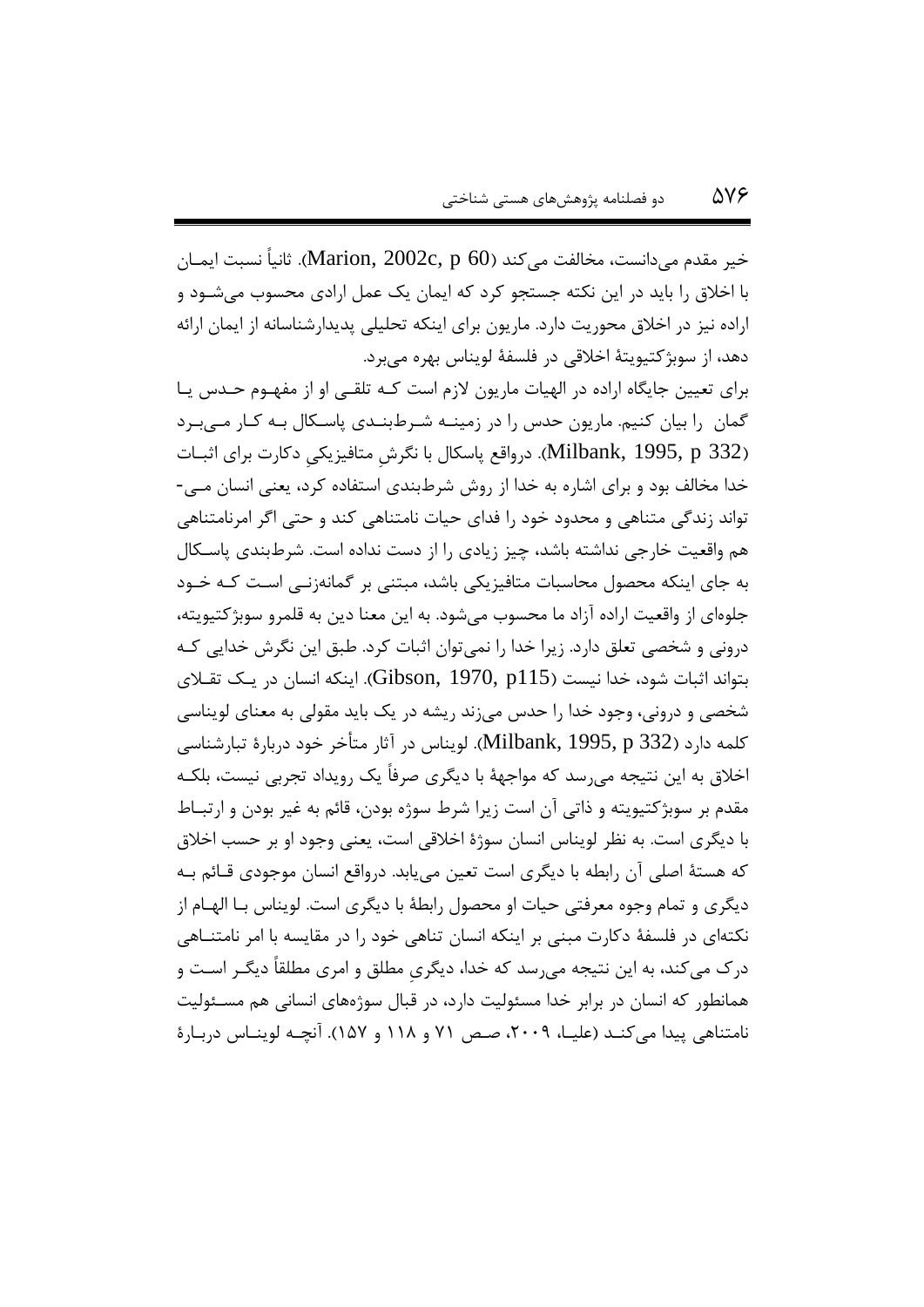خیر مقدم می‌دانست، مخالفت می‌کند (Marion, 2002c, p 60). ثانیاً نسبت ایمان با اخلاق را باید در این نکته جستجو کرد که ایمان یک عمل ارادی محسوب می‌شود و اراده نیز در اخلاق محوریت دارد. ماریون برای اینکه تحلیلی پدیدارشناسانه از ایمان ارائه دهد، از سوبژکتیویتهٔ اخلاقی در فلسفهٔ لویناس بهره می‌برد.

برای تعیین جایگاه اراده در الهیات ماریون لازم است کـه تلقـی او از مفهـوم حـدس یـا گمان را بیان کنیم. ماریون حدس را در زمینـه شـرطبنـدی پاسـکال بـه کـار مـی‌بـرد (Milbank, 1995, p 332). درواقع پاسکال با نگرشِ متافیزیکیِ دکارت برای اثبـات خدا مخالف بود و برای اشاره به خدا از روش شرطبندی استفاده کرد، یعنی انسان مـی‌تواند زندگی متناهی و محدود خود را فدای حیات نامتناهی کند و حتی اگر امرنامتناهی هم واقعیت خارجی نداشته باشد، چیز زیادی را از دست نداده است. شرطبندی پاسـکال به جای اینکه محصول محاسبات متافیزیکی باشد، مبتنی بر گمانه‌زنـی اسـت کـه خـود جلوه‌ای از واقعیت اراده آزاد ما محسوب می‌شود. به این معنا دین به قلمرو سوبژکتیویته، درونی و شخصی تعلق دارد. زیرا خدا را نمی‌توان اثبات کرد. طبق این نگرش خدایی کـه بتواند اثبات شود، خدا نیست (Gibson, 1970, p115). اینکه انسان در یـک تقـلای شخصی و درونی، وجود خدا را حدس می‌زند ریشه در یک باید مقولی به معنای لویناسی کلمه دارد (Milbank, 1995, p 332). لویناس در آثار متأخر خود دربارهٔ تبارشناسی اخلاق به این نتیجه می‌رسد که مواجههٔ با دیگری صرفاً یک رویداد تجربی نیست، بلکـه مقدم بر سوبژکتیویته و ذاتی آن است زیرا شرط سوژه بودن، قائم به غیر بودن و ارتبـاط با دیگری است. به نظر لویناس انسان سوژهٔ اخلاقی است، یعنی وجود او بر حسب اخلاق که هستهٔ اصلی آن رابطه با دیگری است تعین می‌یابد. درواقع انسان موجودی قـائم بـه دیگری و تمام وجوه معرفتی حیات او محصول رابطهٔ با دیگری است. لویناس بـا الهـام از نکته‌ای در فلسفهٔ دکارت مبنی بر اینکه انسان تناهی خود را در مقایسه با امر نامتنـاهی درک می‌کند، به این نتیجه می‌رسد که خدا، دیگریِ مطلق و امری مطلقاً دیگـر اسـت و همانطور که انسان در برابر خدا مسئولیت دارد، در قبال سوژه‌های انسانی هم مسـئولیت نامتناهی پیدا می‌کنـد (علیـا، ۲۰۰۹، صـص ۷۱ و ۱۱۸ و ۱۵۷). آنچـه لوینـاس دربـارهٔ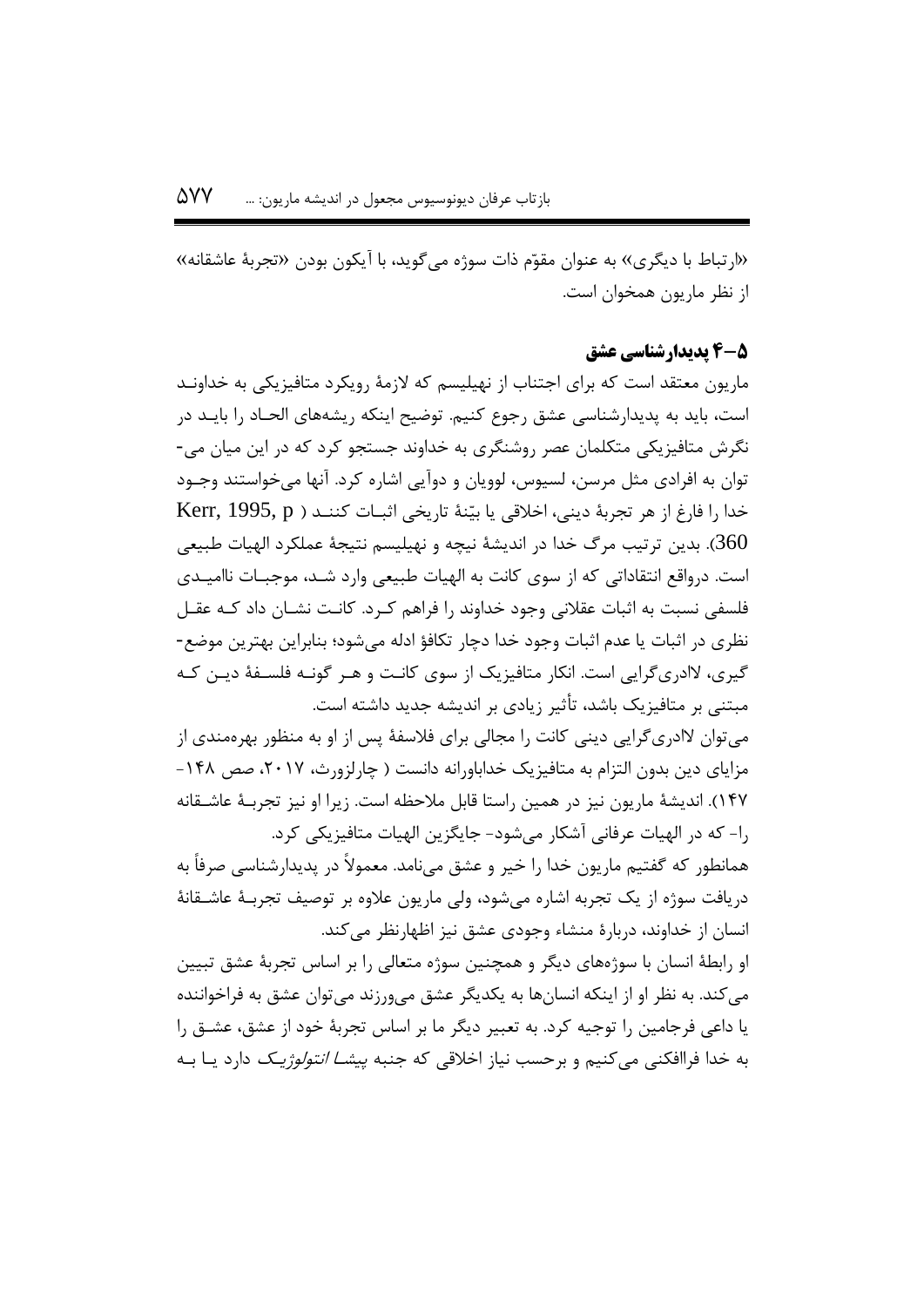«ارتباط با دیگری» به عنوان مقوّم ذات سوژه می‌گوید، با آیکون بودن «تجربهٔ عاشقانه» از نظر ماریون همخوان است.

### ۵-۴ پدیدارشناسی عشق

ماریون معتقد است که برای اجتناب از نهیلیسم که لازمهٔ رویکرد متافیزیکی به خداوند است، باید به پدیدارشناسی عشق رجوع کنیم. توضیح اینکه ریشه‌های الحاد را باید در نگرش متافیزیکی متکلمان عصر روشنگری به خداوند جستجو کرد که در این میان می‌توان به افرادی مثل مرسن، لسیوس، لوویان و دوآیی اشاره کرد. آنها می‌خواستند وجود خدا را فارغ از هر تجربهٔ دینی، اخلاقی یا بیّنهٔ تاریخی اثبات کنند (Kerr, 1995, p 360). بدین ترتیب مرگ خدا در اندیشهٔ نیچه و نهیلیسم نتیجهٔ عملکرد الهیات طبیعی است. درواقع انتقاداتی که از سوی کانت به الهیات طبیعی وارد شد، موجبات ناامیدی فلسفی نسبت به اثبات عقلانی وجود خداوند را فراهم کرد. کانت نشان داد که عقل نظری در اثبات یا عدم اثبات وجود خدا دچار تکافؤ ادله می‌شود؛ بنابراین بهترین موضع‌گیری، لاادری‌گرایی است. انکار متافیزیک از سوی کانت و هر گونه فلسفهٔ دین که مبتنی بر متافیزیک باشد، تأثیر زیادی بر اندیشه جدید داشته است.

می‌توان لاادری‌گرایی دینی کانت را مجالی برای فلاسفهٔ پس از او به منظور بهره‌مندی از مزایای دین بدون التزام به متافیزیک خداباورانه دانست ( چارلزورث، ۲۰۱۷، صص ۱۴۸-۱۴۷). اندیشهٔ ماریون نیز در همین راستا قابل ملاحظه است. زیرا او نیز تجربهٔ عاشقانه را- که در الهیات عرفانی آشکار می‌شود- جایگزین الهیات متافیزیکی کرد.

همانطور که گفتیم ماریون خدا را خیر و عشق می‌نامد. معمولاً در پدیدارشناسی صرفاً به دریافت سوژه از یک تجربه اشاره می‌شود، ولی ماریون علاوه بر توصیف تجربهٔ عاشقانهٔ انسان از خداوند، دربارهٔ منشاء وجودی عشق نیز اظهارنظر می‌کند.

او رابطهٔ انسان با سوژه‌های دیگر و همچنین سوژه متعالی را بر اساس تجربهٔ عشق تبیین می‌کند. به نظر او از اینکه انسان‌ها به یکدیگر عشق می‌ورزند می‌توان عشق به فراخواننده یا داعی فرجامین را توجیه کرد. به تعبیر دیگر ما بر اساس تجربهٔ خود از عشق، عشق را به خدا فراافکنی می‌کنیم و برحسب نیاز اخلاقی که جنبه *پیشا انتولوژیک* دارد یا به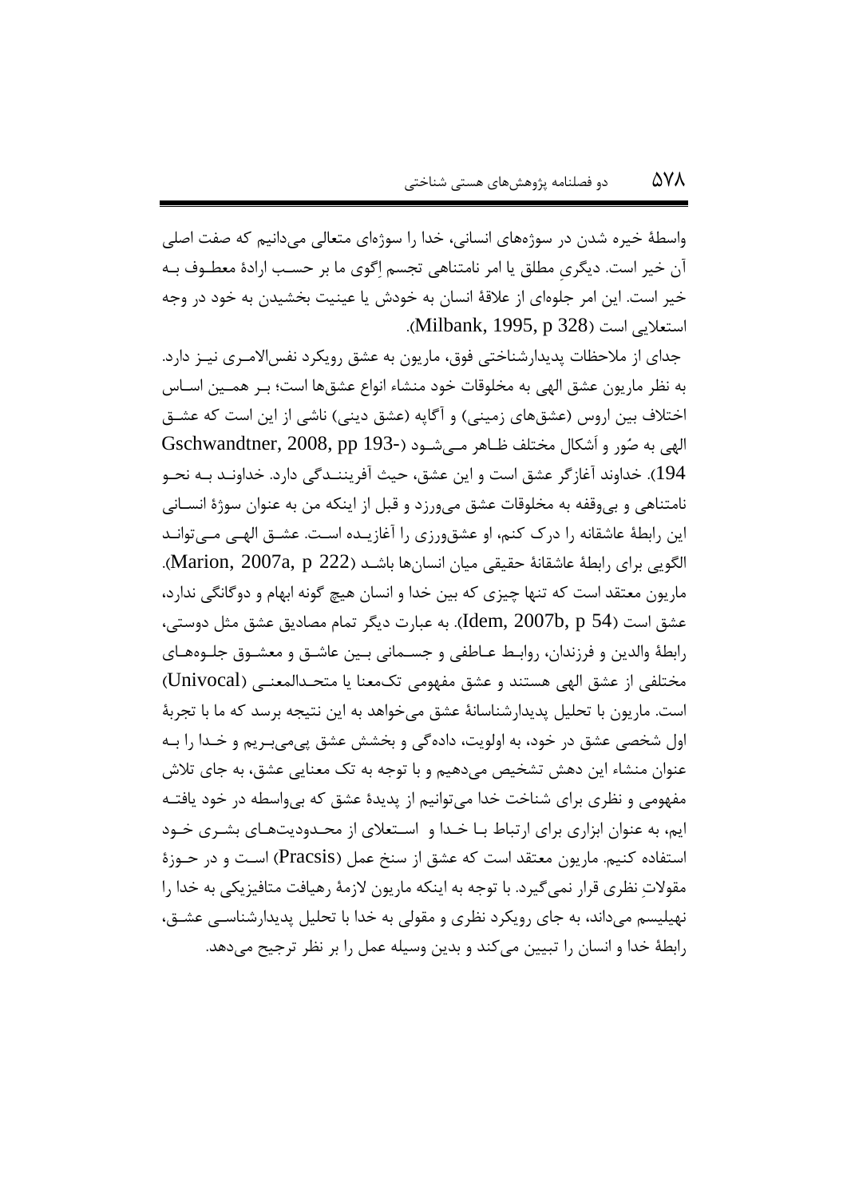واسطهٔ خیره شدن در سوژه‌های انسانی، خدا را سوژه‌ای متعالی می‌دانیم که صفت اصلی آن خیر است. دیگریِ مطلق یا امر نامتناهی تجسم اِگوی ما بر حسب ارادهٔ معطوف به خیر است. این امر جلوه‌ای از علاقهٔ انسان به خودش یا عینیت بخشیدن به خود در وجه استعلایی است (Milbank, 1995, p 328).

جدای از ملاحظات پدیدارشناختی فوق، ماریون به عشق رویکرد نفس‌الامری نیز دارد. به نظر ماریون عشق الهی به مخلوقات خود منشاء انواع عشق‌ها است؛ بر همین اساس اختلاف بین اروس (عشق‌های زمینی) و آگاپه (عشق دینی) ناشی از این است که عشق الهی به صُور و اَشکال مختلف ظاهر می‌شود (Gschwandtner, 2008, pp 193-194). خداوند آغازگر عشق است و این عشق، حیث آفرینندگی دارد. خداوند به نحو نامتناهی و بی‌وقفه به مخلوقات عشق می‌ورزد و قبل از اینکه من به عنوان سوژهٔ انسانی این رابطهٔ عاشقانه را درک کنم، او عشق‌ورزی را آغازیده است. عشق الهی می‌تواند الگویی برای رابطهٔ عاشقانهٔ حقیقی میان انسان‌ها باشد (Marion, 2007a, p 222). ماریون معتقد است که تنها چیزی که بین خدا و انسان هیچ گونه ابهام و دوگانگی ندارد، عشق است (Idem, 2007b, p 54). به عبارت دیگر تمام مصادیق عشق مثل دوستی، رابطهٔ والدین و فرزندان، روابط عاطفی و جسمانی بین عاشق و معشوق جلوه‌های مختلفی از عشق الهی هستند و عشق مفهومی تک‌معنا یا متحدالمعنی (Univocal) است. ماریون با تحلیل پدیدارشناسانهٔ عشق می‌خواهد به این نتیجه برسد که ما با تجربهٔ اول شخصی عشق در خود، به اولویت، داده‌گی و بخشش عشق پی‌می‌بریم و خدا را به عنوان منشاء این دهش تشخیص می‌دهیم و با توجه به تک معنایی عشق، به جای تلاش مفهومی و نظری برای شناخت خدا می‌توانیم از پدیدهٔ عشق که بی‌واسطه در خود یافته ایم، به عنوان ابزاری برای ارتباط با خدا و استعلای از محدودیت‌های بشری خود استفاده کنیم. ماریون معتقد است که عشق از سنخ عمل (Pracsis) است و در حوزهٔ مقولاتِ نظری قرار نمی‌گیرد. با توجه به اینکه ماریون لازمهٔ رهیافت متافیزیکی به خدا را نهیلیسم می‌داند، به جای رویکرد نظری و مقولی به خدا با تحلیل پدیدارشناسی عشق، رابطهٔ خدا و انسان را تبیین می‌کند و بدین وسیله عمل را بر نظر ترجیح می‌دهد.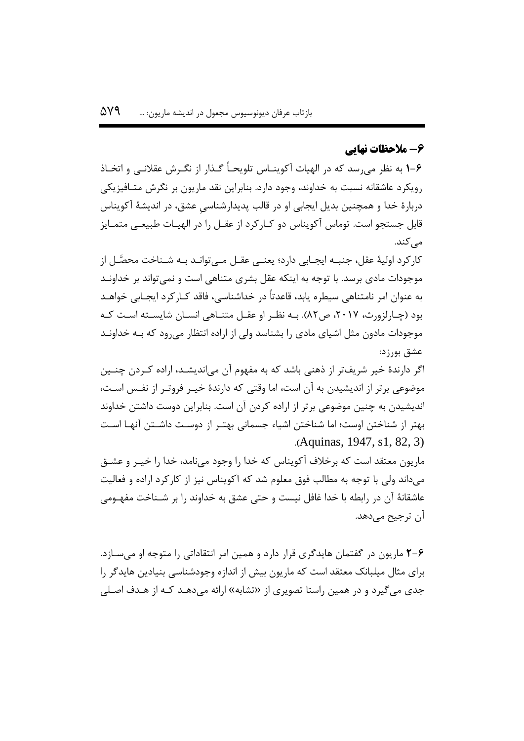## ۶– ملاحظات نهایی

**۱-۶** به نظر می‌رسد که در الهیات آکویناس تلویحاً گذار از نگرش عقلانی و اتخاذ رویکرد عاشقانه نسبت به خداوند، وجود دارد. بنابراین نقد ماریون بر نگرش متافیزیکی دربارهٔ خدا و همچنین بدیل ایجابی او در قالب پدیدارشناسیِ عشق، در اندیشهٔ آکویناس قابل جستجو است. توماس آکویناس دو کارکرد از عقل را در الهیات طبیعی متمایز می‌کند.

کارکرد اولیهٔ عقل، جنبه ایجابی دارد؛ یعنی عقل می‌تواند به شناخت محصَّل از موجودات مادی برسد. با توجه به اینکه عقل بشری متناهی است و نمی‌تواند بر خداوند به عنوان امر نامتناهی سیطره یابد، قاعدتاً در خداشناسی، فاقد کارکرد ایجابی خواهد بود (چارلزورث، ۲۰۱۷، ص۸۲). به نظر او عقل متناهی انسان شایسته است که موجودات مادون مثل اشیای مادی را بشناسد ولی از اراده انتظار می‌رود که به خداوند عشق بورزد:

اگر دارندهٔ خیر شریف‌تر از ذهنی باشد که به مفهوم آن می‌اندیشد، اراده کردن چنین موضوعی برتر از اندیشیدن به آن است، اما وقتی که دارندهٔ خیر فروتر از نفس است، اندیشیدن به چنین موضوعی برتر از اراده کردن آن است. بنابراین دوست داشتن خداوند بهتر از شناختن اوست؛ اما شناختن اشیاء جسمانی بهتر از دوست داشتن آنها است (Aquinas, 1947, s1, 82, 3).

ماریون معتقد است که برخلاف آکویناس که خدا را وجود می‌نامد، خدا را خیر و عشق می‌داند ولی با توجه به مطالب فوق معلوم شد که آکویناس نیز از کارکرد اراده و فعالیت عاشقانهٔ آن در رابطه با خدا غافل نیست و حتی عشق به خداوند را بر شناخت مفهومی آن ترجیح می‌دهد.

**۲-۶** ماریون در گفتمان هایدگری قرار دارد و همین امر انتقاداتی را متوجه او می‌سازد. برای مثال میلبانک معتقد است که ماریون بیش از اندازه وجودشناسی بنیادین هایدگر را جدی می‌گیرد و در همین راستا تصویری از «تشابه» ارائه می‌دهد که از هدف اصلی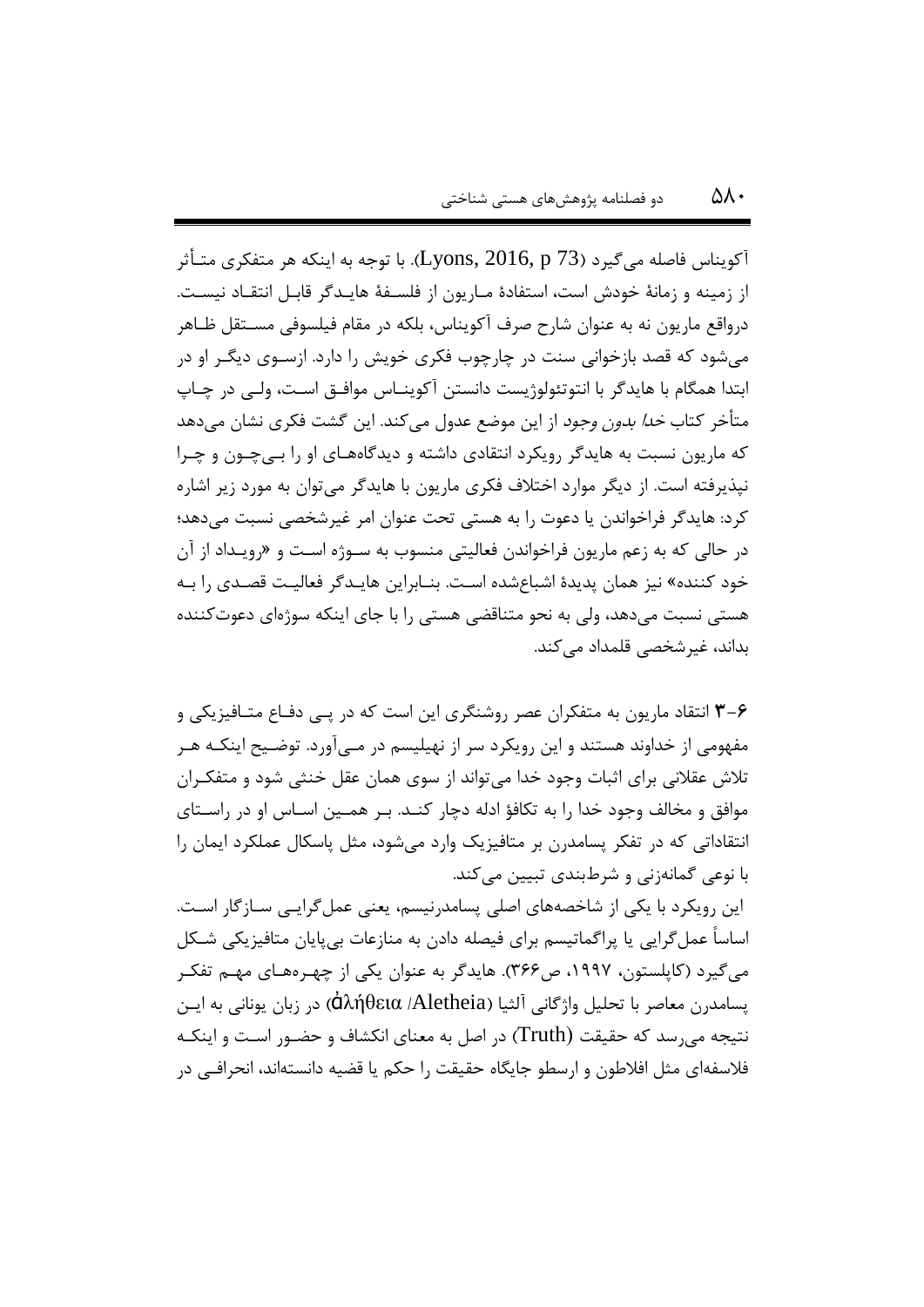آکویناس فاصله می‌گیرد (Lyons, 2016, p 73). با توجه به اینکه هر متفکری متأثر از زمینه و زمانهٔ خودش است، استفادهٔ ماریون از فلسفهٔ هایدگر قابل انتقاد نیست. درواقع ماریون نه به عنوان شارح صرف آکویناس، بلکه در مقام فیلسوفی مستقل ظاهر می‌شود که قصد بازخوانی سنت در چارچوب فکری خویش را دارد. ازسوی دیگر او در ابتدا همگام با هایدگر با انتوتئولوژیست دانستن آکویناس موافق است، ولی در چاپ متأخر کتاب *خدا بدون وجود* از این موضع عدول می‌کند. این گشت فکری نشان می‌دهد که ماریون نسبت به هایدگر رویکرد انتقادی داشته و دیدگاه‌های او را بی‌چون و چرا نپذیرفته است. از دیگر موارد اختلاف فکری ماریون با هایدگر می‌توان به مورد زیر اشاره کرد: هایدگر فراخواندن یا دعوت را به هستی تحت عنوان امر غیرشخصی نسبت می‌دهد؛ در حالی که به زعم ماریون فراخواندن فعالیتی منسوب به سوژه است و «رویداد از آن خود کننده» نیز همان پدیدهٔ اشباع‌شده است. بنابراین هایدگر فعالیت قصدی را به هستی نسبت می‌دهد، ولی به نحو متناقضی هستی را با جای اینکه سوژه‌ای دعوت‌کننده بداند، غیرشخصی قلمداد می‌کند.

**۶-۳** انتقاد ماریون به متفکران عصر روشنگری این است که در پی دفاع متافیزیکی و مفهومی از خداوند هستند و این رویکرد سر از نهیلیسم در می‌آورد. توضیح اینکه هر تلاش عقلانی برای اثبات وجود خدا می‌تواند از سوی همان عقل خنثی شود و متفکران موافق و مخالف وجود خدا را به تکافؤ ادله دچار کند. بر همین اساس او در راستای انتقاداتی که در تفکر پسامدرن بر متافیزیک وارد می‌شود، مثل پاسکال عملکرد ایمان را با نوعی گمانه‌زنی و شرط‌بندی تبیین می‌کند.

این رویکرد با یکی از شاخصه‌های اصلی پسامدرنیسم، یعنی عمل‌گرایی سازگار است. اساساً عمل‌گرایی یا پراگماتیسم برای فیصله دادن به منازعات بی‌پایان متافیزیکی شکل می‌گیرد (کاپلستون، ۱۹۹۷، ص۳۶۶). هایدگر به عنوان یکی از چهره‌های مهم تفکر پسامدرن معاصر با تحلیل واژگانی آلثیا (ἀλήθεια /Aletheia) در زبان یونانی به این نتیجه می‌رسد که حقیقت (Truth) در اصل به معنای انکشاف و حضور است و اینکه فلاسفه‌ای مثل افلاطون و ارسطو جایگاه حقیقت را حکم یا قضیه دانسته‌اند، انحرافی در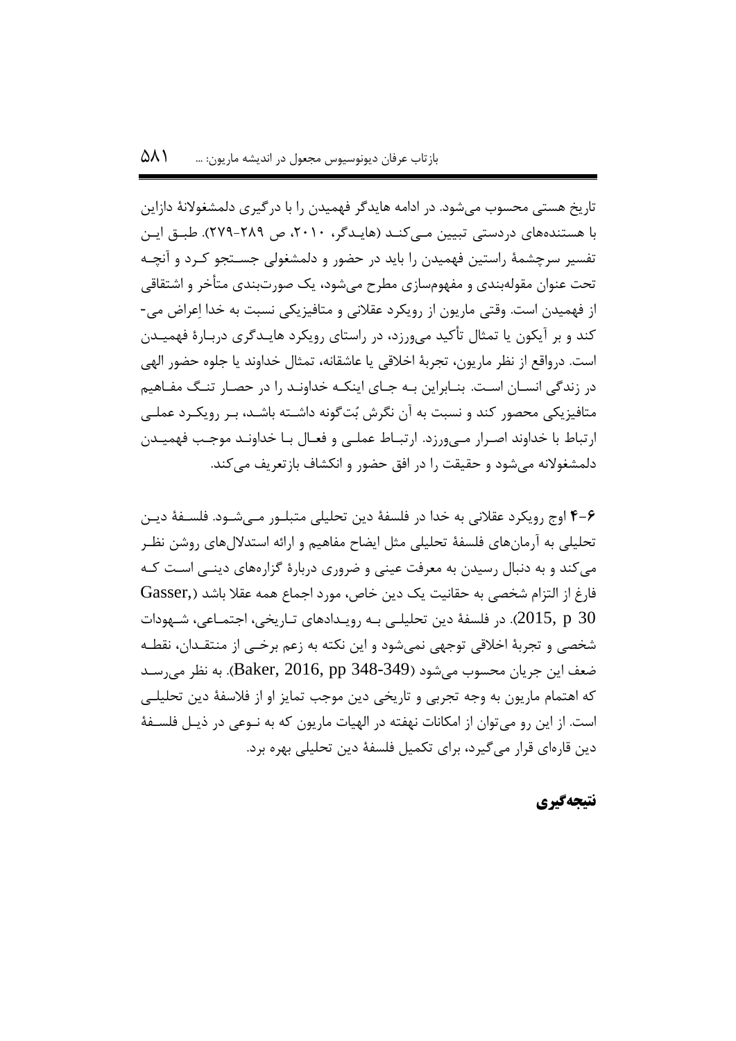تاریخ هستی محسوب می‌شود. در ادامه هایدگر فهمیدن را با درگیری دلمشغولانهٔ دازاین با هستنده‌های دردستی تبیین می‌کند (هایدگر، ۲۰۱۰، ص ۲۸۹-۲۷۹). طبق این تفسیر سرچشمهٔ راستین فهمیدن را باید در حضور و دلمشغولی جستجو کرد و آنچه تحت عنوان مقوله‌بندی و مفهوم‌سازی مطرح می‌شود، یک صورت‌بندی متأخر و اشتقاقی از فهمیدن است. وقتی ماریون از رویکرد عقلانی و متافیزیکی نسبت به خدا اِعراض می‌کند و بر آیکون یا تمثال تأکید می‌ورزد، در راستای رویکرد هایدگری دربارهٔ فهمیدن است. درواقع از نظر ماریون، تجربهٔ اخلاقی یا عاشقانه، تمثال خداوند یا جلوه حضور الهی در زندگی انسان است. بنابراین به جای اینکه خداوند را در حصار تنگ مفاهیم متافیزیکی محصور کند و نسبت به آن نگرش بُت‌گونه داشته باشد، بر رویکرد عملی ارتباط با خداوند اصرار می‌ورزد. ارتباط عملی و فعال با خداوند موجب فهمیدن دلمشغولانه می‌شود و حقیقت را در افق حضور و انکشاف بازتعریف می‌کند.

**۶-۴** اوج رویکرد عقلانی به خدا در فلسفهٔ دین تحلیلی متبلور می‌شود. فلسفهٔ دین تحلیلی به آرمان‌های فلسفهٔ تحلیلی مثل ایضاح مفاهیم و ارائه استدلال‌های روشن نظر می‌کند و به دنبال رسیدن به معرفت عینی و ضروری دربارهٔ گزاره‌های دینی است که فارغ از التزام شخصی به حقانیت یک دین خاص، مورد اجماع همه عقلا باشد (Gasser, 2015, p 30). در فلسفهٔ دین تحلیلی به رویدادهای تاریخی، اجتماعی، شهودات شخصی و تجربهٔ اخلاقی توجهی نمی‌شود و این نکته به زعم برخی از منتقدان، نقطه ضعف این جریان محسوب می‌شود (Baker, 2016, pp 348-349). به نظر می‌رسد که اهتمام ماریون به وجه تجربی و تاریخی دین موجب تمایز او از فلاسفهٔ دین تحلیلی است. از این رو می‌توان از امکانات نهفته در الهیات ماریون که به نوعی در ذیل فلسفهٔ دین قاره‌ای قرار می‌گیرد، برای تکمیل فلسفهٔ دین تحلیلی بهره برد.

## نتیجه‌گیری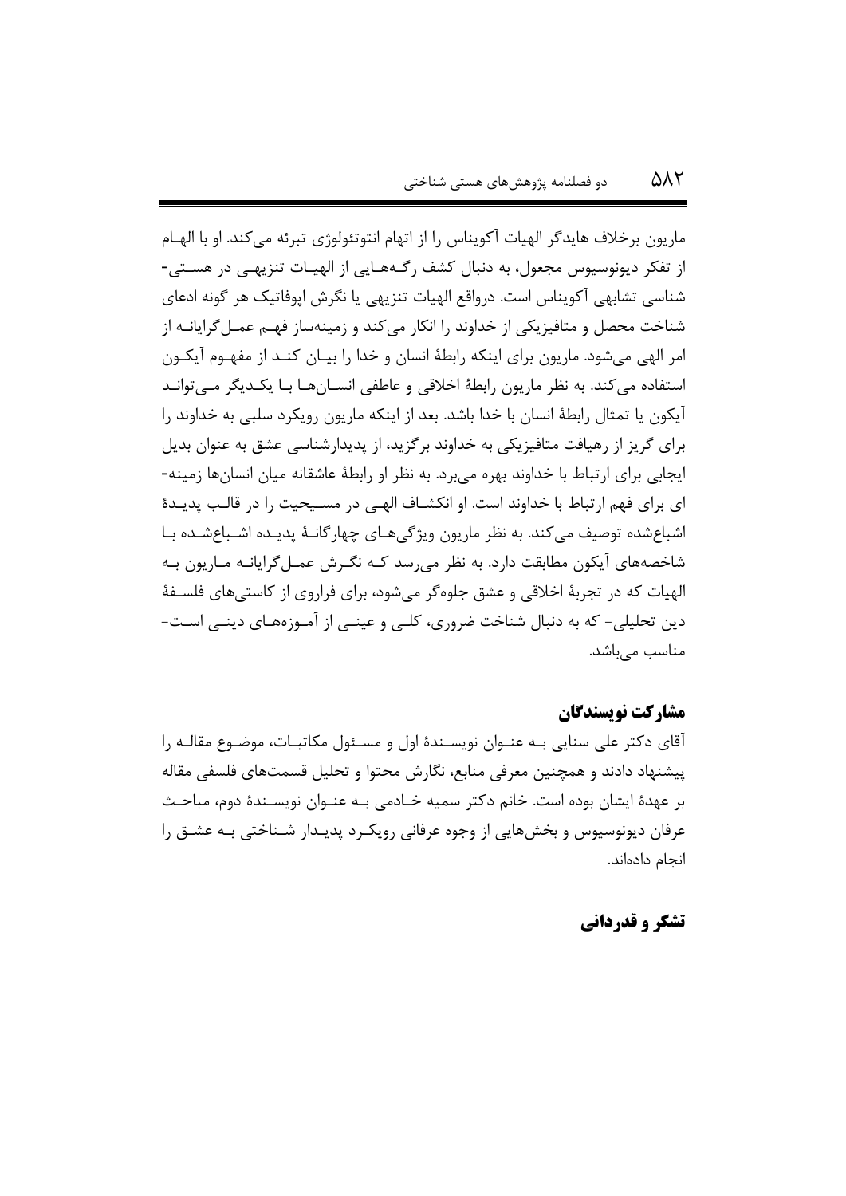ماریون برخلاف هایدگر الهیات آکویناس را از اتهام انتوتئولوژی تبرئه می‌کند. او با الهام از تفکر دیونوسیوس مجعول، به دنبال کشف رگه‌هایی از الهیات تنزیهی در هستی‌شناسی تشابهی آکویناس است. درواقع الهیات تنزیهی یا نگرش اپوفاتیک هر گونه ادعای شناخت محصل و متافیزیکی از خداوند را انکار می‌کند و زمینه‌ساز فهم عمل‌گرایانه از امر الهی می‌شود. ماریون برای اینکه رابطهٔ انسان و خدا را بیان کند از مفهوم آیکون استفاده می‌کند. به نظر ماریون رابطهٔ اخلاقی و عاطفی انسان‌ها با یکدیگر می‌تواند آیکون یا تمثال رابطهٔ انسان با خدا باشد. بعد از اینکه ماریون رویکرد سلبی به خداوند را برای گریز از رهیافت متافیزیکی به خداوند برگزید، از پدیدارشناسی عشق به عنوان بدیل ایجابی برای ارتباط با خداوند بهره می‌برد. به نظر او رابطهٔ عاشقانه میان انسان‌ها زمینه‌ای برای فهم ارتباط با خداوند است. او انکشاف الهی در مسیحیت را در قالب پدیدهٔ اشباع‌شده توصیف می‌کند. به نظر ماریون ویژگی‌های چهارگانهٔ پدیده اشباع‌شده با شاخصه‌های آیکون مطابقت دارد. به نظر می‌رسد که نگرش عمل‌گرایانه ماریون به الهیات که در تجربهٔ اخلاقی و عشق جلوه‌گر می‌شود، برای فراروی از کاستی‌های فلسفهٔ دین تحلیلی- که به دنبال شناخت ضروری، کلی و عینی از آموزه‌های دینی است- مناسب می‌باشد.

## مشارکت نویسندگان

آقای دکتر علی سنایی به عنوان نویسندهٔ اول و مسئول مکاتبات، موضوع مقاله را پیشنهاد دادند و همچنین معرفی منابع، نگارش محتوا و تحلیل قسمت‌های فلسفی مقاله بر عهدهٔ ایشان بوده است. خانم دکتر سمیه خادمی به عنوان نویسندهٔ دوم، مباحث عرفان دیونوسیوس و بخش‌هایی از وجوه عرفانی رویکرد پدیدار شناختی به عشق را انجام داده‌اند.

## تشکر و قدردانی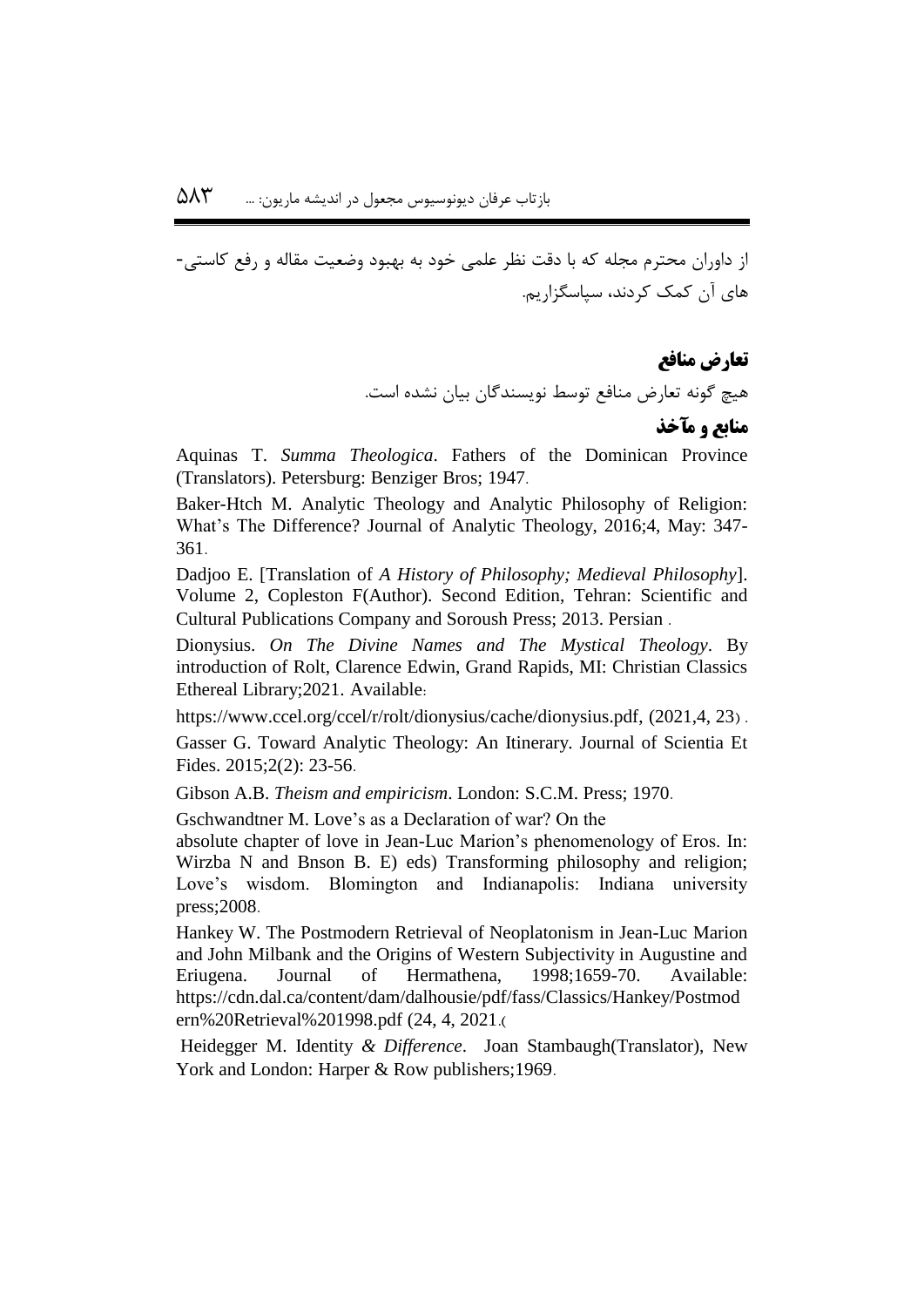از داوران محترم مجله که با دقت نظر علمی خود به بهبود وضعیت مقاله و رفع کاستی-های آن کمک کردند، سپاسگزاریم.

## تعارض منافع

هیچ گونه تعارض منافع توسط نویسندگان بیان نشده است.

## منابع و مآخذ

Aquinas T. *Summa Theologica*. Fathers of the Dominican Province (Translators). Petersburg: Benziger Bros; 1947.

Baker-Htch M. Analytic Theology and Analytic Philosophy of Religion: What's The Difference? Journal of Analytic Theology, 2016;4, May: 347-361.

Dadjoo E. [Translation of *A History of Philosophy; Medieval Philosophy*]. Volume 2, Copleston F(Author). Second Edition, Tehran: Scientific and Cultural Publications Company and Soroush Press; 2013. Persian .

Dionysius. *On The Divine Names and The Mystical Theology*. By introduction of Rolt, Clarence Edwin, Grand Rapids, MI: Christian Classics Ethereal Library;2021. Available:

https://www.ccel.org/ccel/r/rolt/dionysius/cache/dionysius.pdf, (2021,4, 23) .

Gasser G. Toward Analytic Theology: An Itinerary. Journal of Scientia Et Fides. 2015;2(2): 23-56.

Gibson A.B. *Theism and empiricism*. London: S.C.M. Press; 1970.

Gschwandtner M. Love's as a Declaration of war? On the absolute chapter of love in Jean-Luc Marion's phenomenology of Eros. In: Wirzba N and Bnson B. E) eds) Transforming philosophy and religion; Love's wisdom. Blomington and Indianapolis: Indiana university press;2008.

Hankey W. The Postmodern Retrieval of Neoplatonism in Jean-Luc Marion and John Milbank and the Origins of Western Subjectivity in Augustine and Eriugena. Journal of Hermathena, 1998;1659-70. Available: https://cdn.dal.ca/content/dam/dalhousie/pdf/fass/Classics/Hankey/Postmodern%20Retrieval%201998.pdf (24, 4, 2021.(

Heidegger M. Identity *& Difference*. Joan Stambaugh(Translator), New York and London: Harper & Row publishers;1969.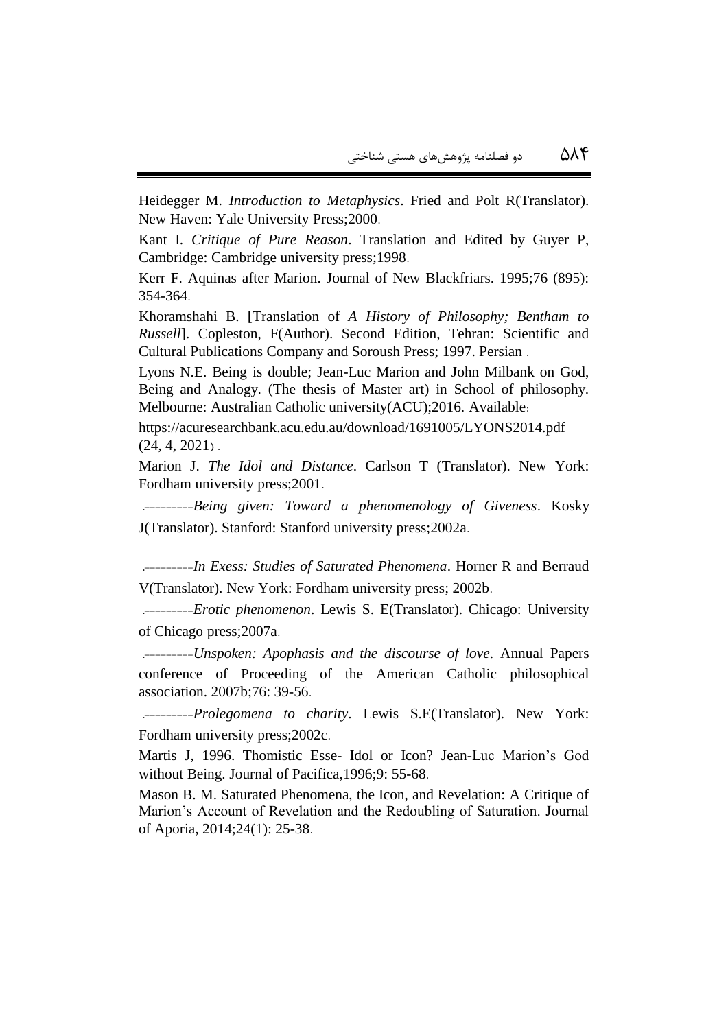Heidegger M. *Introduction to Metaphysics*. Fried and Polt R(Translator). New Haven: Yale University Press;2000.

Kant I. *Critique of Pure Reason*. Translation and Edited by Guyer P, Cambridge: Cambridge university press;1998.

Kerr F. Aquinas after Marion. Journal of New Blackfriars. 1995;76 (895): 354-364.

Khoramshahi B. [Translation of *A History of Philosophy; Bentham to Russell*]. Copleston, F(Author). Second Edition, Tehran: Scientific and Cultural Publications Company and Soroush Press; 1997. Persian .

Lyons N.E. Being is double; Jean-Luc Marion and John Milbank on God, Being and Analogy. (The thesis of Master art) in School of philosophy. Melbourne: Australian Catholic university(ACU);2016. Available:

https://acuresearchbank.acu.edu.au/download/1691005/LYONS2014.pdf (24, 4, 2021) .

Marion J. *The Idol and Distance*. Carlson T (Translator). New York: Fordham university press;2001.

.---------*Being given: Toward a phenomenology of Giveness*. Kosky J(Translator). Stanford: Stanford university press;2002a.

.---------*In Exess: Studies of Saturated Phenomena*. Horner R and Berraud V(Translator). New York: Fordham university press; 2002b.

.---------*Erotic phenomenon*. Lewis S. E(Translator). Chicago: University of Chicago press;2007a.

.---------*Unspoken: Apophasis and the discourse of love*. Annual Papers conference of Proceeding of the American Catholic philosophical association. 2007b;76: 39-56.

.---------*Prolegomena to charity*. Lewis S.E(Translator). New York: Fordham university press;2002c.

Martis J, 1996. Thomistic Esse- Idol or Icon? Jean-Luc Marion's God without Being. Journal of Pacifica,1996;9: 55-68.

Mason B. M. Saturated Phenomena, the Icon, and Revelation: A Critique of Marion's Account of Revelation and the Redoubling of Saturation. Journal of Aporia, 2014;24(1): 25-38.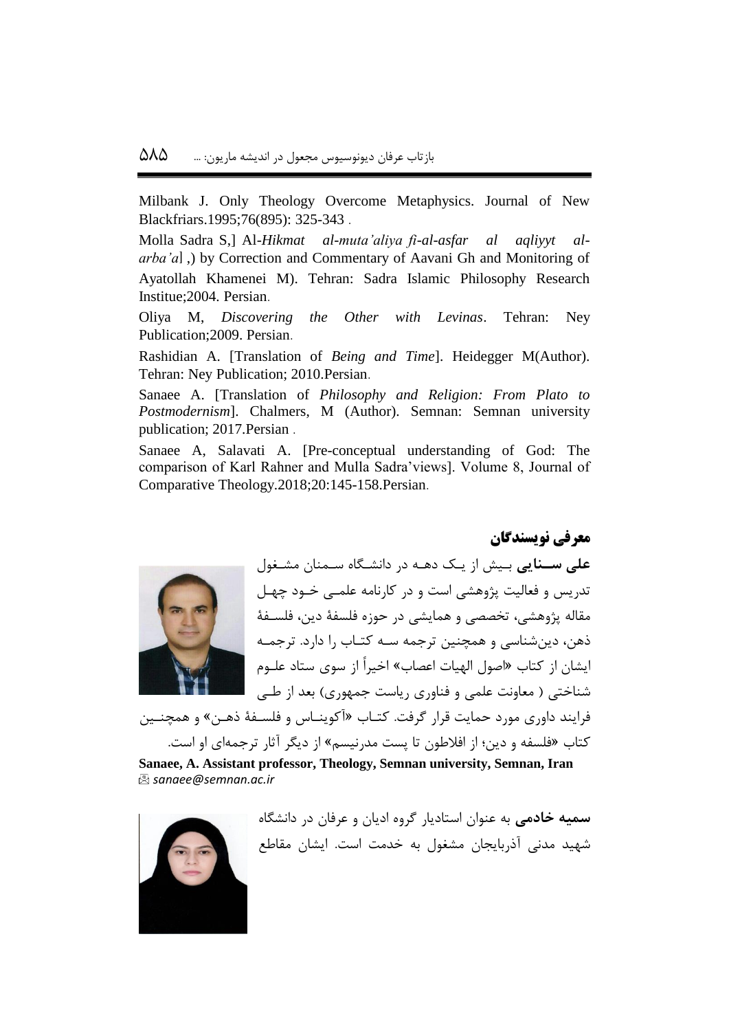Milbank J. Only Theology Overcome Metaphysics. Journal of New Blackfriars.1995;76(895): 325-343 .

Molla Sadra S,] Al-*Hikmat al-muta'aliya fi-al-asfar al aqliyyt al-arba'a*] ,) by Correction and Commentary of Aavani Gh and Monitoring of Ayatollah Khamenei M). Tehran: Sadra Islamic Philosophy Research Institue;2004. Persian.

Oliya M, *Discovering the Other with Levinas*. Tehran: Ney Publication;2009. Persian.

Rashidian A. [Translation of *Being and Time*]. Heidegger M(Author). Tehran: Ney Publication; 2010.Persian.

Sanaee A. [Translation of *Philosophy and Religion: From Plato to Postmodernism*]. Chalmers, M (Author). Semnan: Semnan university publication; 2017.Persian .

Sanaee A, Salavati A. [Pre-conceptual understanding of God: The comparison of Karl Rahner and Mulla Sadra'views]. Volume 8, Journal of Comparative Theology.2018;20:145-158.Persian.

## معرفی نویسندگان

**علی سنایی** بیش از یک دهه در دانشگاه سمنان مشغول تدریس و فعالیت پژوهشی است و در کارنامه علمی خود چهل مقاله پژوهشی، تخصصی و همایشی در حوزه فلسفهٔ دین، فلسفهٔ ذهن، دین‌شناسی و همچنین ترجمه سه کتاب را دارد. ترجمه ایشان از کتاب «اصول الهیات اعصاب» اخیراً از سوی ستاد علوم شناختی ( معاونت علمی و فناوری ریاست جمهوری) بعد از طی فرایند داوری مورد حمایت قرار گرفت. کتاب «آکویناس و فلسفهٔ ذهن» و همچنین کتاب «فلسفه و دین؛ از افلاطون تا پست مدرنیسم» از دیگر آثار ترجمه‌ای او است.

**Sanaee, A. Assistant professor, Theology, Semnan university, Semnan, Iran**
✉ *sanaee@semnan.ac.ir*

**سمیه خادمی** به عنوان استادیار گروه ادیان و عرفان در دانشگاه شهید مدنی آذربایجان مشغول به خدمت است. ایشان مقاطع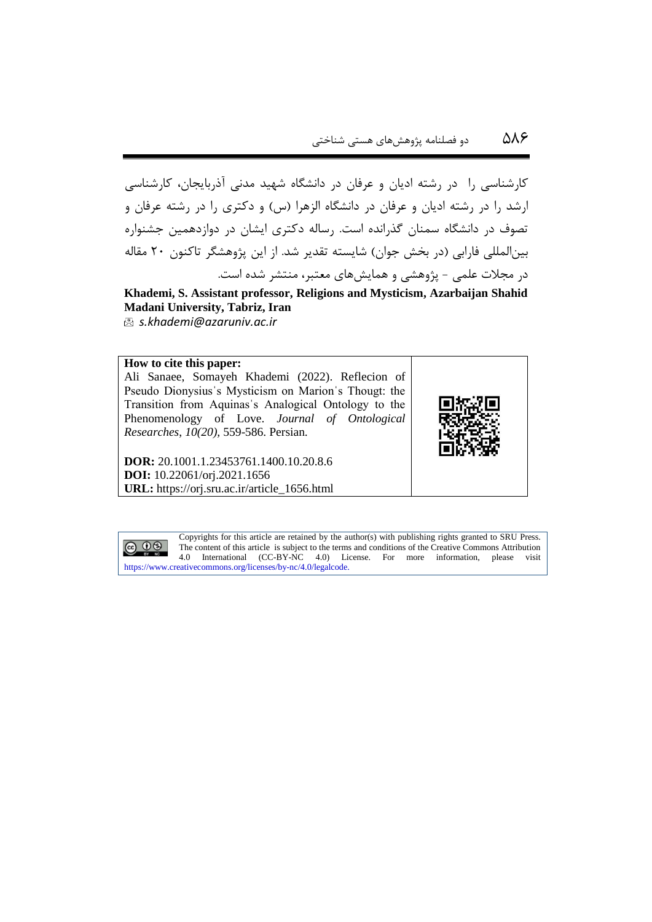کارشناسی را  در رشته ادیان و عرفان در دانشگاه شهید مدنی آذربایجان، کارشناسی ارشد را در رشته ادیان و عرفان در دانشگاه الزهرا (س) و دکتری را در رشته عرفان و تصوف در دانشگاه سمنان گذرانده است. رساله دکتری ایشان در دوازدهمین جشنواره بین‌المللی فارابی (در بخش جوان) شایسته تقدیر شد. از این پژوهشگر تاکنون ۲۰ مقاله در مجلات علمی - پژوهشی و همایش‌های معتبر، منتشر شده است.

**Khademi, S. Assistant professor, Religions and Mysticism, Azarbaijan Shahid Madani University, Tabriz, Iran**

*s.khademi@azaruniv.ac.ir*

**How to cite this paper:**
Ali Sanaee, Somayeh Khademi (2022). Reflecion of Pseudo Dionysius's Mysticism on Marion's Thougt: the Transition from Aquinas's Analogical Ontology to the Phenomenology of Love. *Journal of Ontological Researches*, *10(20)*, 559-586. Persian.

**DOR:** 20.1001.1.23453761.1400.10.20.8.6
**DOI:** 10.22061/orj.2021.1656
**URL:** https://orj.sru.ac.ir/article_1656.html

Copyrights for this article are retained by the author(s) with publishing rights granted to SRU Press. The content of this article is subject to the terms and conditions of the Creative Commons Attribution 4.0 International (CC-BY-NC 4.0) License. For more information, please visit https://www.creativecommons.org/licenses/by-nc/4.0/legalcode.